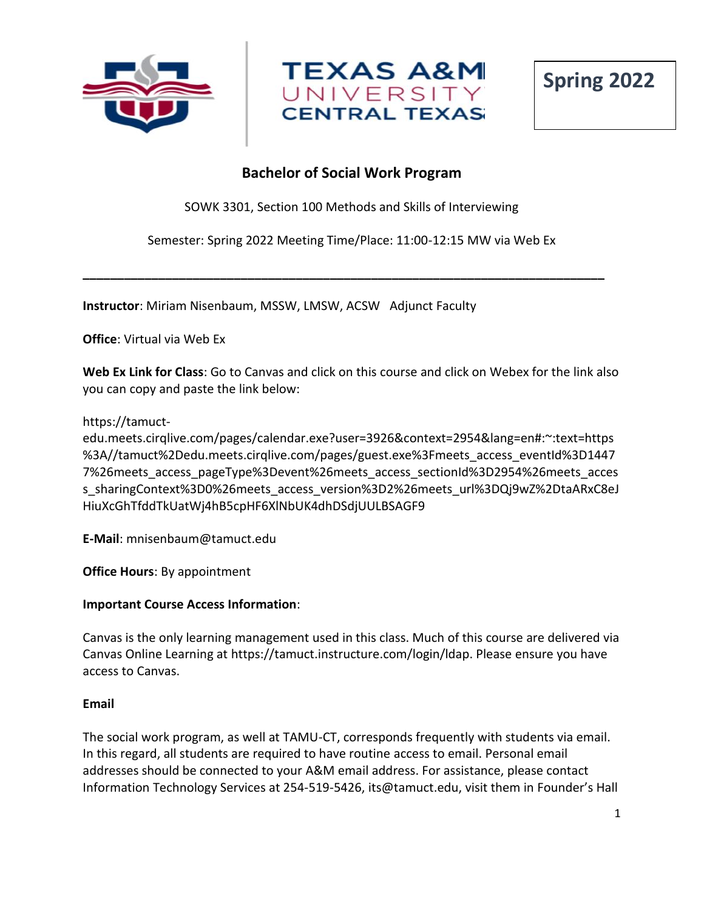TEXAS A&M UNIVERSITY CENTRAL TEXAS

**Spring 2022**

## Bachelor of Social Work Program

SOWK 3301, Section 100 Methods and Skills of Interviewing

Semester: Spring 2022 Meeting Time/Place: 11:00-12:15 MW via Web Ex

---

**Instructor**: Miriam Nisenbaum, MSSW, LMSW, ACSW Adjunct Faculty

**Office**: Virtual via Web Ex

**Web Ex Link for Class**: Go to Canvas and click on this course and click on Webex for the link also you can copy and paste the link below:

https://tamuct-edu.meets.cirqlive.com/pages/calendar.exe?user=3926&context=2954&lang=en#:~:text=https%3A//tamuct%2Dedu.meets.cirqlive.com/pages/guest.exe%3Fmeets_access_eventId%3D14477%26meets_access_pageType%3Devent%26meets_access_sectionId%3D2954%26meets_access_sharingContext%3D0%26meets_access_version%3D2%26meets_url%3DQj9wZ%2DtaARxC8eJHiuXcGhTfddTkUatWj4hB5cpHF6XlNbUK4dhDSdjUULBSAGF9

**E-Mail**: mnisenbaum@tamuct.edu

**Office Hours**: By appointment

**Important Course Access Information**:

Canvas is the only learning management used in this class. Much of this course are delivered via Canvas Online Learning at https://tamuct.instructure.com/login/ldap. Please ensure you have access to Canvas.

**Email**

The social work program, as well at TAMU-CT, corresponds frequently with students via email. In this regard, all students are required to have routine access to email. Personal email addresses should be connected to your A&M email address. For assistance, please contact Information Technology Services at 254-519-5426, its@tamuct.edu, visit them in Founder's Hall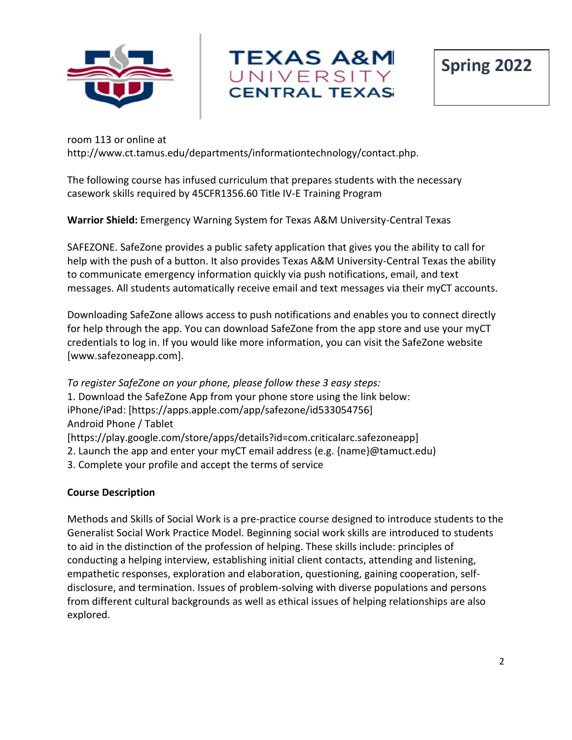room 113 or online at http://www.ct.tamus.edu/departments/informationtechnology/contact.php.

The following course has infused curriculum that prepares students with the necessary casework skills required by 45CFR1356.60 Title IV-E Training Program

**Warrior Shield:** Emergency Warning System for Texas A&M University-Central Texas

SAFEZONE. SafeZone provides a public safety application that gives you the ability to call for help with the push of a button. It also provides Texas A&M University-Central Texas the ability to communicate emergency information quickly via push notifications, email, and text messages. All students automatically receive email and text messages via their myCT accounts.

Downloading SafeZone allows access to push notifications and enables you to connect directly for help through the app. You can download SafeZone from the app store and use your myCT credentials to log in. If you would like more information, you can visit the SafeZone website [www.safezoneapp.com].

*To register SafeZone on your phone, please follow these 3 easy steps:*

1. Download the SafeZone App from your phone store using the link below:
iPhone/iPad: [https://apps.apple.com/app/safezone/id533054756]
Android Phone / Tablet
[https://play.google.com/store/apps/details?id=com.criticalarc.safezoneapp]
2. Launch the app and enter your myCT email address (e.g. {name}@tamuct.edu)
3. Complete your profile and accept the terms of service

**Course Description**

Methods and Skills of Social Work is a pre-practice course designed to introduce students to the Generalist Social Work Practice Model. Beginning social work skills are introduced to students to aid in the distinction of the profession of helping. These skills include: principles of conducting a helping interview, establishing initial client contacts, attending and listening, empathetic responses, exploration and elaboration, questioning, gaining cooperation, self-disclosure, and termination. Issues of problem-solving with diverse populations and persons from different cultural backgrounds as well as ethical issues of helping relationships are also explored.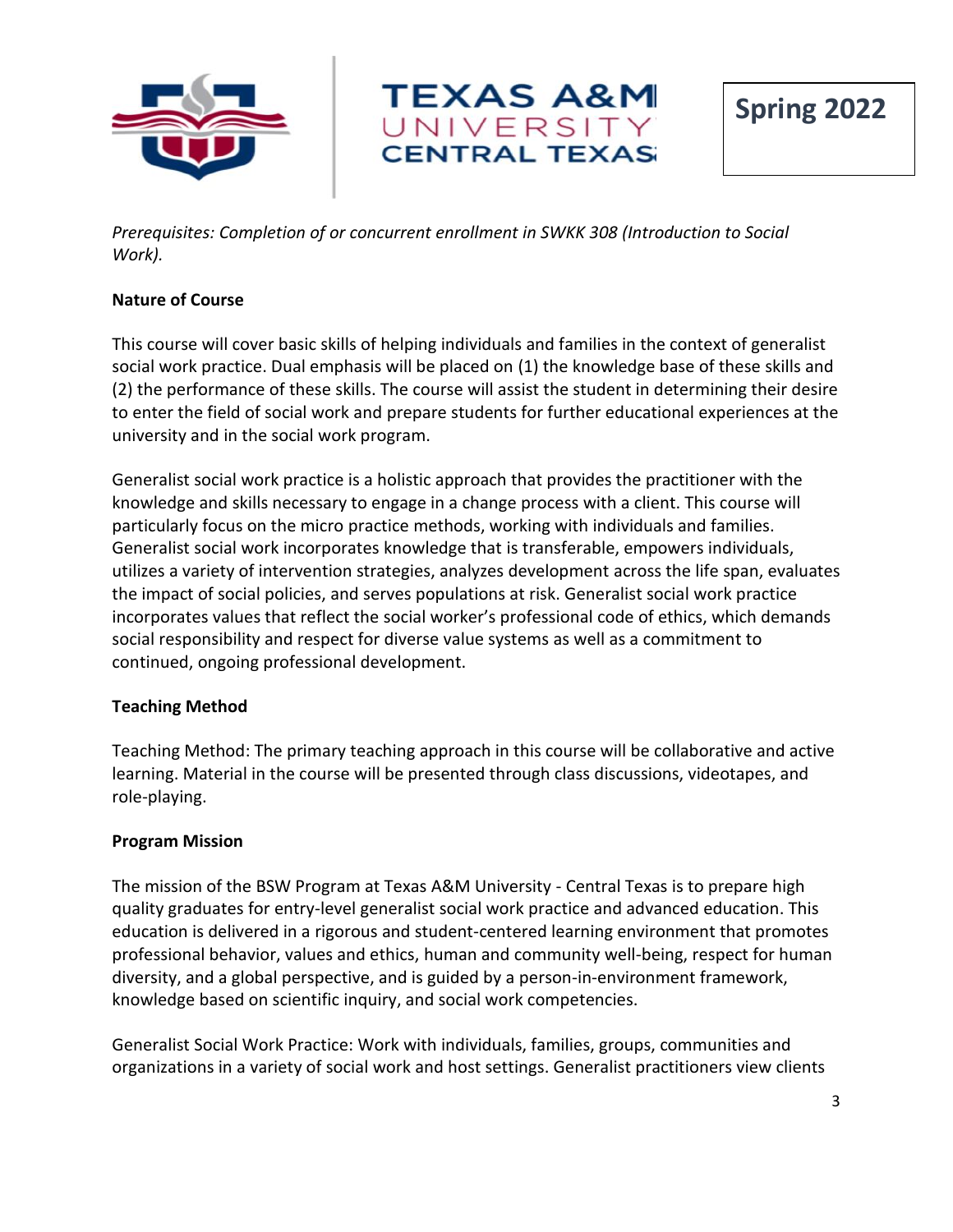*Prerequisites: Completion of or concurrent enrollment in SWKK 308 (Introduction to Social Work).*

**Nature of Course**

This course will cover basic skills of helping individuals and families in the context of generalist social work practice. Dual emphasis will be placed on (1) the knowledge base of these skills and (2) the performance of these skills. The course will assist the student in determining their desire to enter the field of social work and prepare students for further educational experiences at the university and in the social work program.

Generalist social work practice is a holistic approach that provides the practitioner with the knowledge and skills necessary to engage in a change process with a client. This course will particularly focus on the micro practice methods, working with individuals and families. Generalist social work incorporates knowledge that is transferable, empowers individuals, utilizes a variety of intervention strategies, analyzes development across the life span, evaluates the impact of social policies, and serves populations at risk. Generalist social work practice incorporates values that reflect the social worker's professional code of ethics, which demands social responsibility and respect for diverse value systems as well as a commitment to continued, ongoing professional development.

**Teaching Method**

Teaching Method: The primary teaching approach in this course will be collaborative and active learning. Material in the course will be presented through class discussions, videotapes, and role-playing.

**Program Mission**

The mission of the BSW Program at Texas A&M University - Central Texas is to prepare high quality graduates for entry-level generalist social work practice and advanced education. This education is delivered in a rigorous and student-centered learning environment that promotes professional behavior, values and ethics, human and community well-being, respect for human diversity, and a global perspective, and is guided by a person-in-environment framework, knowledge based on scientific inquiry, and social work competencies.

Generalist Social Work Practice: Work with individuals, families, groups, communities and organizations in a variety of social work and host settings. Generalist practitioners view clients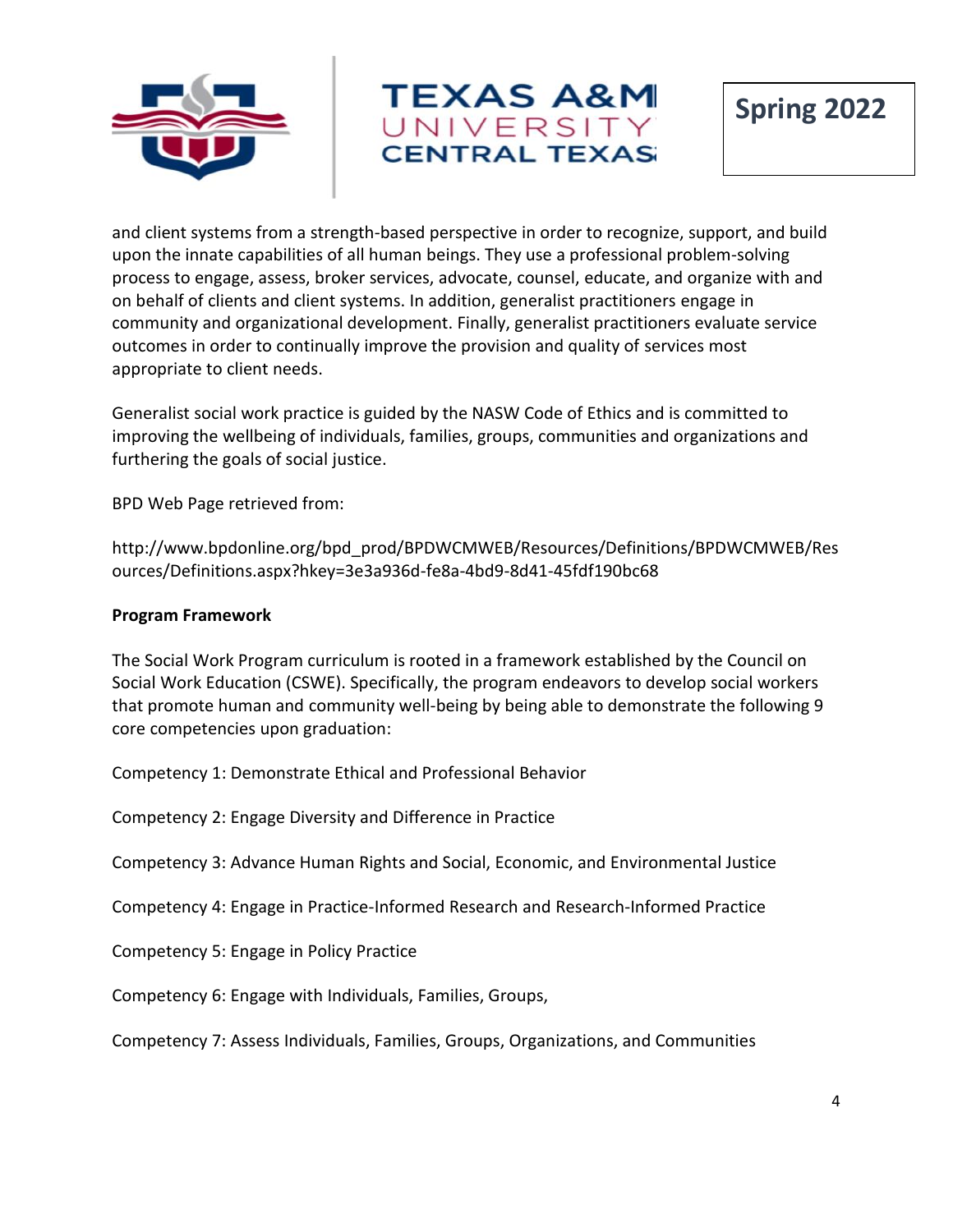and client systems from a strength-based perspective in order to recognize, support, and build upon the innate capabilities of all human beings. They use a professional problem-solving process to engage, assess, broker services, advocate, counsel, educate, and organize with and on behalf of clients and client systems. In addition, generalist practitioners engage in community and organizational development. Finally, generalist practitioners evaluate service outcomes in order to continually improve the provision and quality of services most appropriate to client needs.

Generalist social work practice is guided by the NASW Code of Ethics and is committed to improving the wellbeing of individuals, families, groups, communities and organizations and furthering the goals of social justice.

BPD Web Page retrieved from:

http://www.bpdonline.org/bpd_prod/BPDWCMWEB/Resources/Definitions/BPDWCMWEB/Resources/Definitions.aspx?hkey=3e3a936d-fe8a-4bd9-8d41-45fdf190bc68

**Program Framework**

The Social Work Program curriculum is rooted in a framework established by the Council on Social Work Education (CSWE). Specifically, the program endeavors to develop social workers that promote human and community well-being by being able to demonstrate the following 9 core competencies upon graduation:

Competency 1: Demonstrate Ethical and Professional Behavior

Competency 2: Engage Diversity and Difference in Practice

Competency 3: Advance Human Rights and Social, Economic, and Environmental Justice

Competency 4: Engage in Practice-Informed Research and Research-Informed Practice

Competency 5: Engage in Policy Practice

Competency 6: Engage with Individuals, Families, Groups,

Competency 7: Assess Individuals, Families, Groups, Organizations, and Communities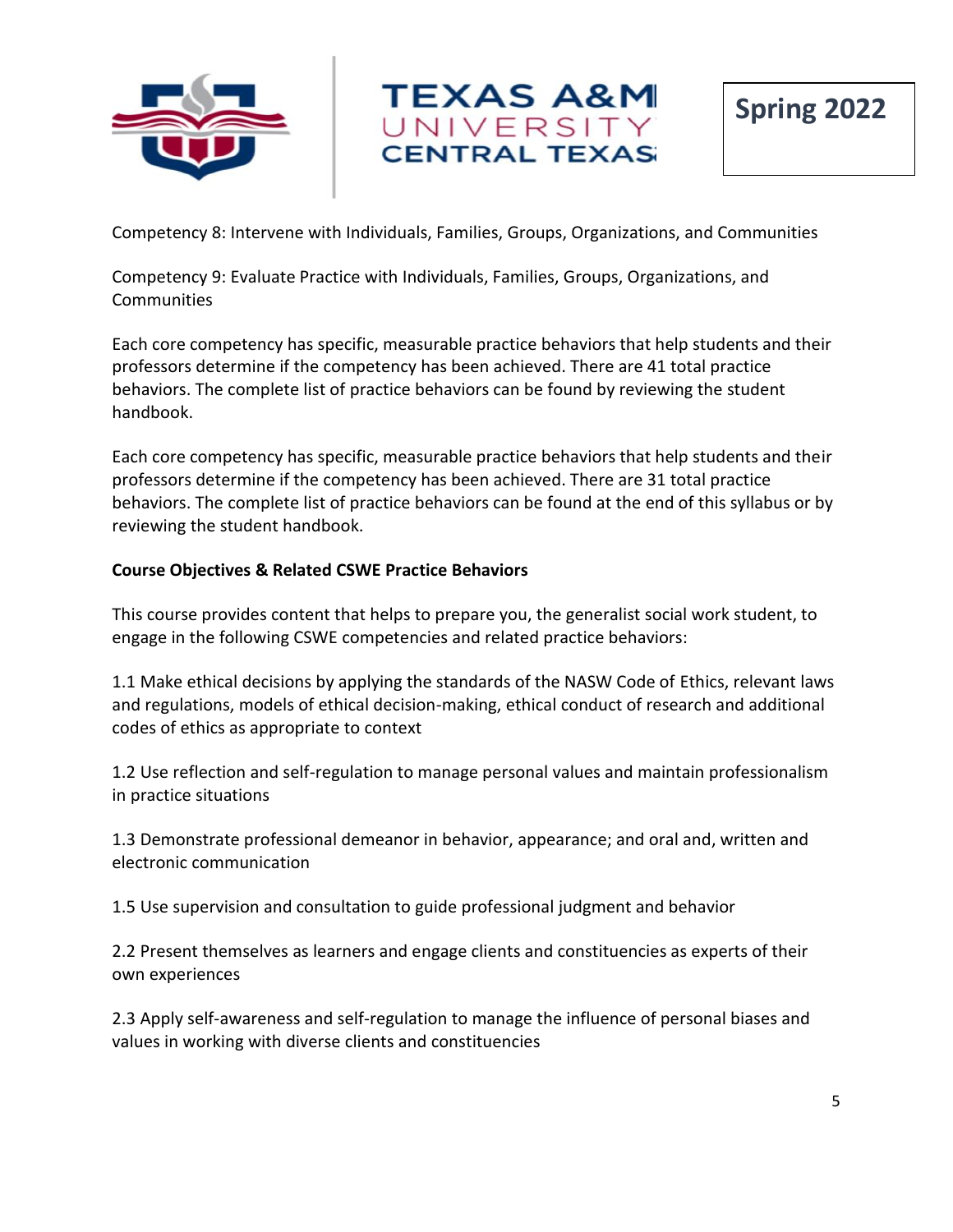Competency 8: Intervene with Individuals, Families, Groups, Organizations, and Communities

Competency 9: Evaluate Practice with Individuals, Families, Groups, Organizations, and Communities

Each core competency has specific, measurable practice behaviors that help students and their professors determine if the competency has been achieved. There are 41 total practice behaviors. The complete list of practice behaviors can be found by reviewing the student handbook.

Each core competency has specific, measurable practice behaviors that help students and their professors determine if the competency has been achieved. There are 31 total practice behaviors. The complete list of practice behaviors can be found at the end of this syllabus or by reviewing the student handbook.

**Course Objectives & Related CSWE Practice Behaviors**

This course provides content that helps to prepare you, the generalist social work student, to engage in the following CSWE competencies and related practice behaviors:

1.1 Make ethical decisions by applying the standards of the NASW Code of Ethics, relevant laws and regulations, models of ethical decision-making, ethical conduct of research and additional codes of ethics as appropriate to context

1.2 Use reflection and self-regulation to manage personal values and maintain professionalism in practice situations

1.3 Demonstrate professional demeanor in behavior, appearance; and oral and, written and electronic communication

1.5 Use supervision and consultation to guide professional judgment and behavior

2.2 Present themselves as learners and engage clients and constituencies as experts of their own experiences

2.3 Apply self-awareness and self-regulation to manage the influence of personal biases and values in working with diverse clients and constituencies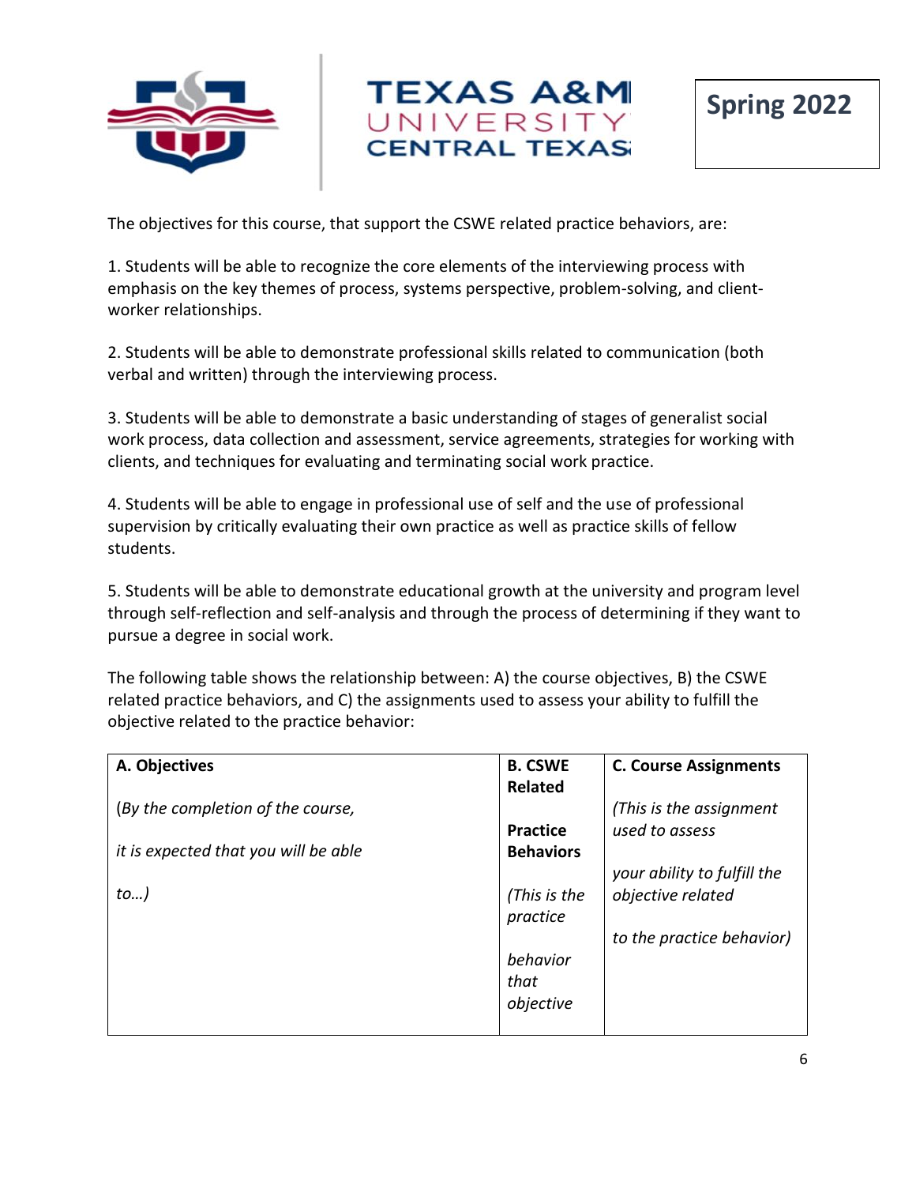The objectives for this course, that support the CSWE related practice behaviors, are:

1. Students will be able to recognize the core elements of the interviewing process with emphasis on the key themes of process, systems perspective, problem-solving, and client-worker relationships.

2. Students will be able to demonstrate professional skills related to communication (both verbal and written) through the interviewing process.

3. Students will be able to demonstrate a basic understanding of stages of generalist social work process, data collection and assessment, service agreements, strategies for working with clients, and techniques for evaluating and terminating social work practice.

4. Students will be able to engage in professional use of self and the use of professional supervision by critically evaluating their own practice as well as practice skills of fellow students.

5. Students will be able to demonstrate educational growth at the university and program level through self-reflection and self-analysis and through the process of determining if they want to pursue a degree in social work.

The following table shows the relationship between: A) the course objectives, B) the CSWE related practice behaviors, and C) the assignments used to assess your ability to fulfill the objective related to the practice behavior:

| **A. Objectives** (*By the completion of the course, it is expected that you will be able to…)* | **B. CSWE Related Practice Behaviors** *(This is the practice behavior that objective* | **C. Course Assignments** *(This is the assignment used to assess your ability to fulfill the objective related to the practice behavior)* |
|---|---|---|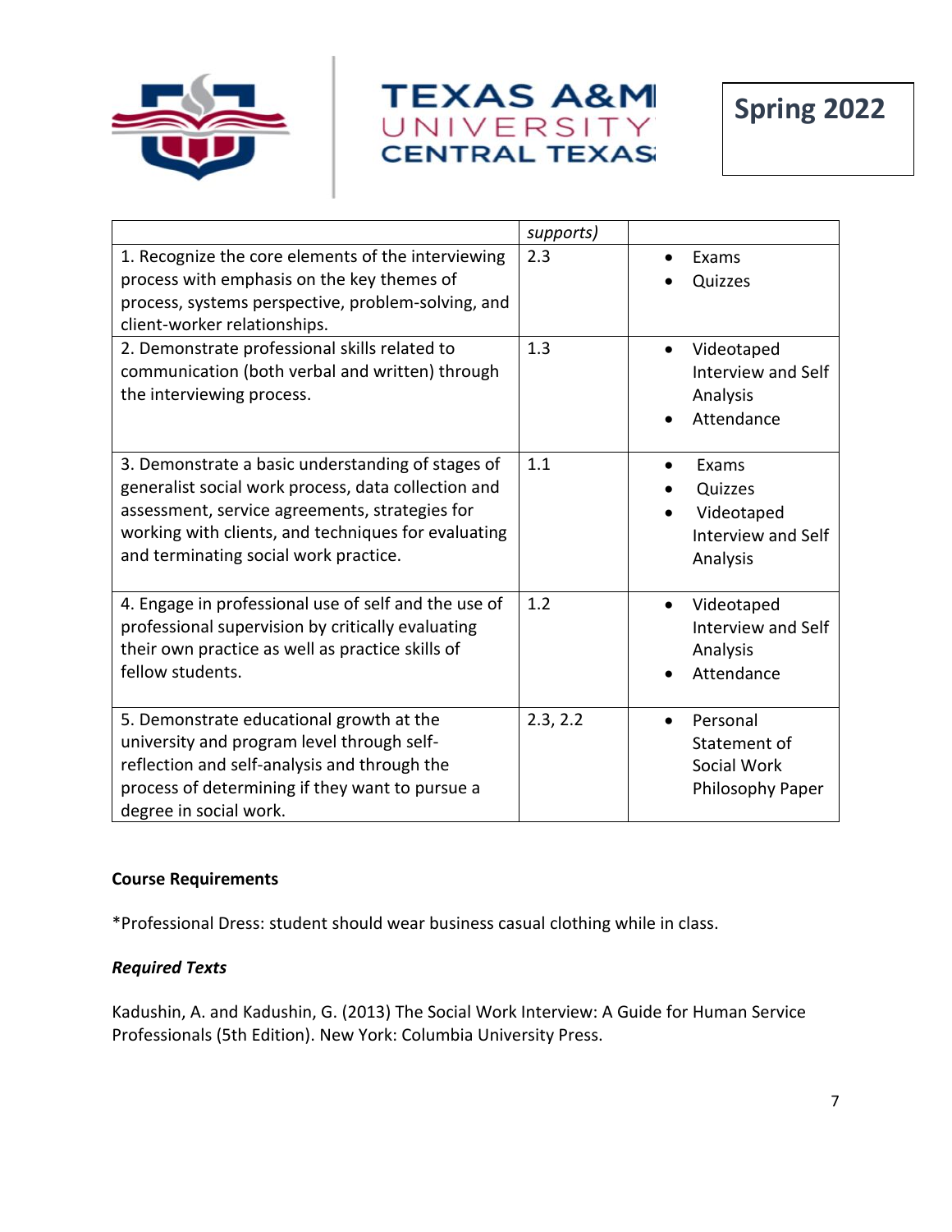| | supports) | |
|---|---|---|
| 1. Recognize the core elements of the interviewing process with emphasis on the key themes of process, systems perspective, problem-solving, and client-worker relationships. | 2.3 | • Exams<br>• Quizzes |
| 2. Demonstrate professional skills related to communication (both verbal and written) through the interviewing process. | 1.3 | • Videotaped Interview and Self Analysis<br>• Attendance |
| 3. Demonstrate a basic understanding of stages of generalist social work process, data collection and assessment, service agreements, strategies for working with clients, and techniques for evaluating and terminating social work practice. | 1.1 | • Exams<br>• Quizzes<br>• Videotaped Interview and Self Analysis |
| 4. Engage in professional use of self and the use of professional supervision by critically evaluating their own practice as well as practice skills of fellow students. | 1.2 | • Videotaped Interview and Self Analysis<br>• Attendance |
| 5. Demonstrate educational growth at the university and program level through self-reflection and self-analysis and through the process of determining if they want to pursue a degree in social work. | 2.3, 2.2 | • Personal Statement of Social Work Philosophy Paper |

**Course Requirements**

*Professional Dress: student should wear business casual clothing while in class.

***Required Texts***

Kadushin, A. and Kadushin, G. (2013) The Social Work Interview: A Guide for Human Service Professionals (5th Edition). New York: Columbia University Press.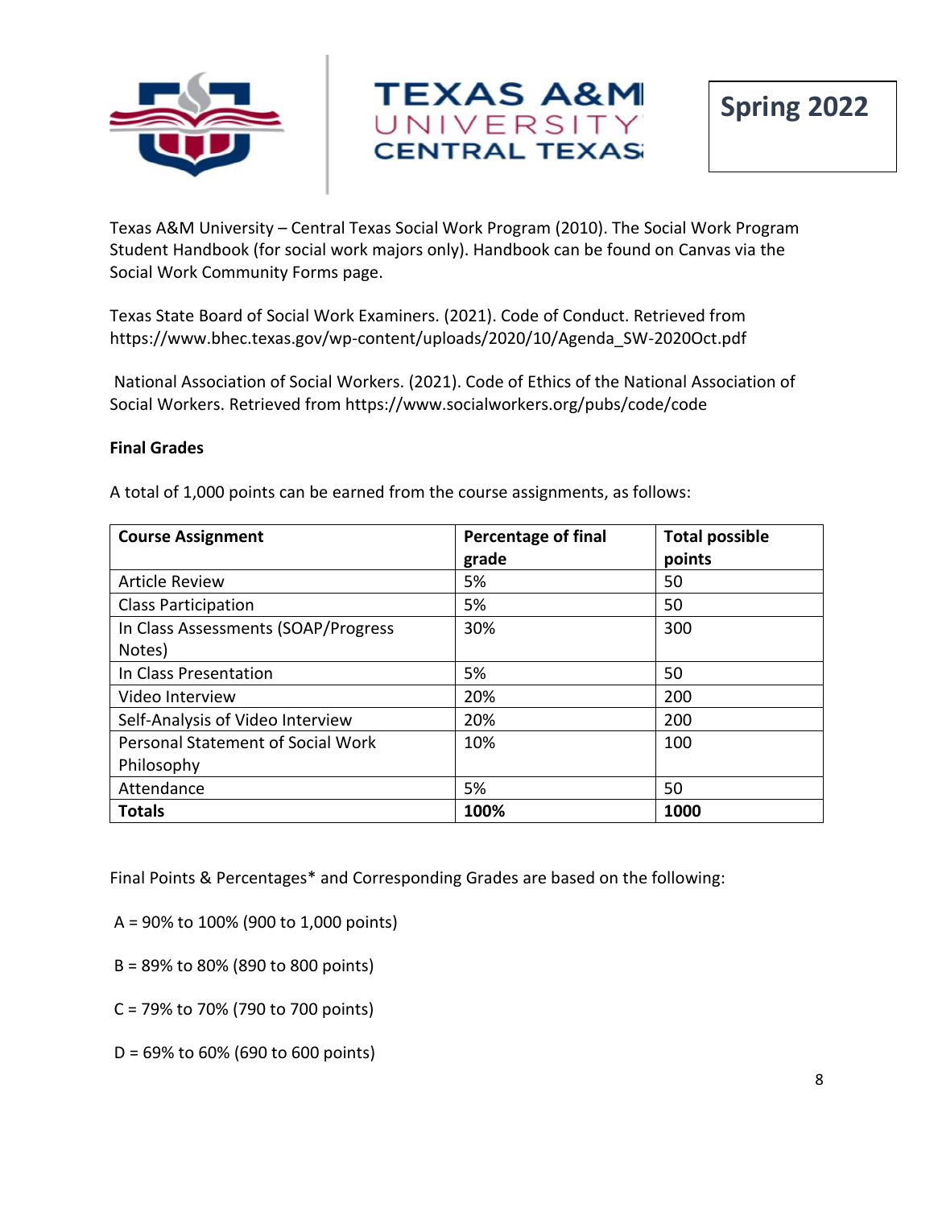Texas A&M University – Central Texas Social Work Program (2010). The Social Work Program Student Handbook (for social work majors only). Handbook can be found on Canvas via the Social Work Community Forms page.

Texas State Board of Social Work Examiners. (2021). Code of Conduct. Retrieved from https://www.bhec.texas.gov/wp-content/uploads/2020/10/Agenda_SW-2020Oct.pdf

National Association of Social Workers. (2021). Code of Ethics of the National Association of Social Workers. Retrieved from https://www.socialworkers.org/pubs/code/code

**Final Grades**

A total of 1,000 points can be earned from the course assignments, as follows:

| Course Assignment | Percentage of final grade | Total possible points |
|---|---|---|
| Article Review | 5% | 50 |
| Class Participation | 5% | 50 |
| In Class Assessments (SOAP/Progress Notes) | 30% | 300 |
| In Class Presentation | 5% | 50 |
| Video Interview | 20% | 200 |
| Self-Analysis of Video Interview | 20% | 200 |
| Personal Statement of Social Work Philosophy | 10% | 100 |
| Attendance | 5% | 50 |
| **Totals** | **100%** | **1000** |

Final Points & Percentages* and Corresponding Grades are based on the following:

A = 90% to 100% (900 to 1,000 points)

B = 89% to 80% (890 to 800 points)

C = 79% to 70% (790 to 700 points)

D = 69% to 60% (690 to 600 points)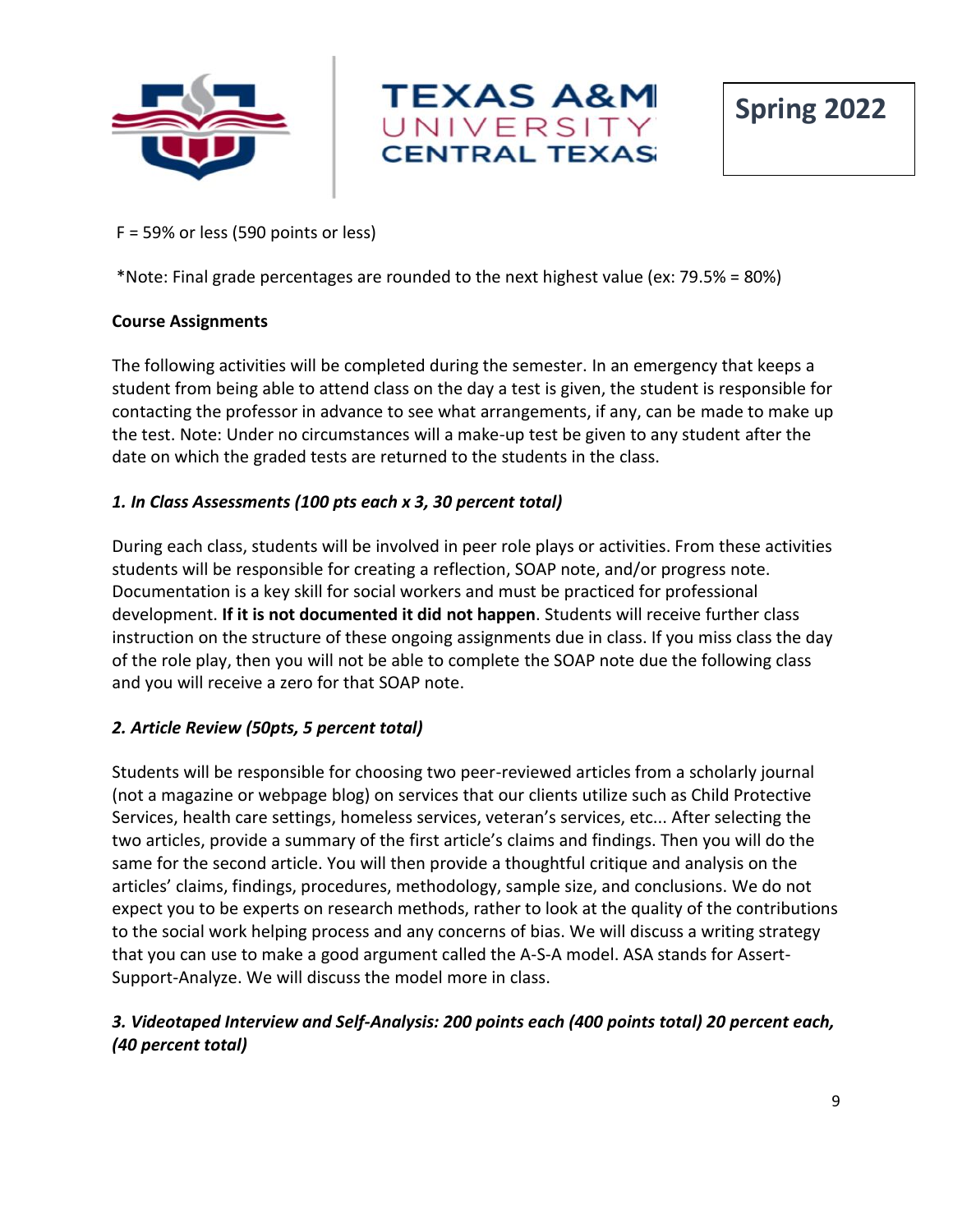F = 59% or less (590 points or less)

*Note: Final grade percentages are rounded to the next highest value (ex: 79.5% = 80%)

**Course Assignments**

The following activities will be completed during the semester. In an emergency that keeps a student from being able to attend class on the day a test is given, the student is responsible for contacting the professor in advance to see what arrangements, if any, can be made to make up the test. Note: Under no circumstances will a make-up test be given to any student after the date on which the graded tests are returned to the students in the class.

***1. In Class Assessments (100 pts each x 3, 30 percent total)***

During each class, students will be involved in peer role plays or activities. From these activities students will be responsible for creating a reflection, SOAP note, and/or progress note. Documentation is a key skill for social workers and must be practiced for professional development. **If it is not documented it did not happen**. Students will receive further class instruction on the structure of these ongoing assignments due in class. If you miss class the day of the role play, then you will not be able to complete the SOAP note due the following class and you will receive a zero for that SOAP note.

***2. Article Review (50pts, 5 percent total)***

Students will be responsible for choosing two peer-reviewed articles from a scholarly journal (not a magazine or webpage blog) on services that our clients utilize such as Child Protective Services, health care settings, homeless services, veteran's services, etc... After selecting the two articles, provide a summary of the first article's claims and findings. Then you will do the same for the second article. You will then provide a thoughtful critique and analysis on the articles' claims, findings, procedures, methodology, sample size, and conclusions. We do not expect you to be experts on research methods, rather to look at the quality of the contributions to the social work helping process and any concerns of bias. We will discuss a writing strategy that you can use to make a good argument called the A-S-A model. ASA stands for Assert-Support-Analyze. We will discuss the model more in class.

***3. Videotaped Interview and Self-Analysis: 200 points each (400 points total) 20 percent each, (40 percent total)***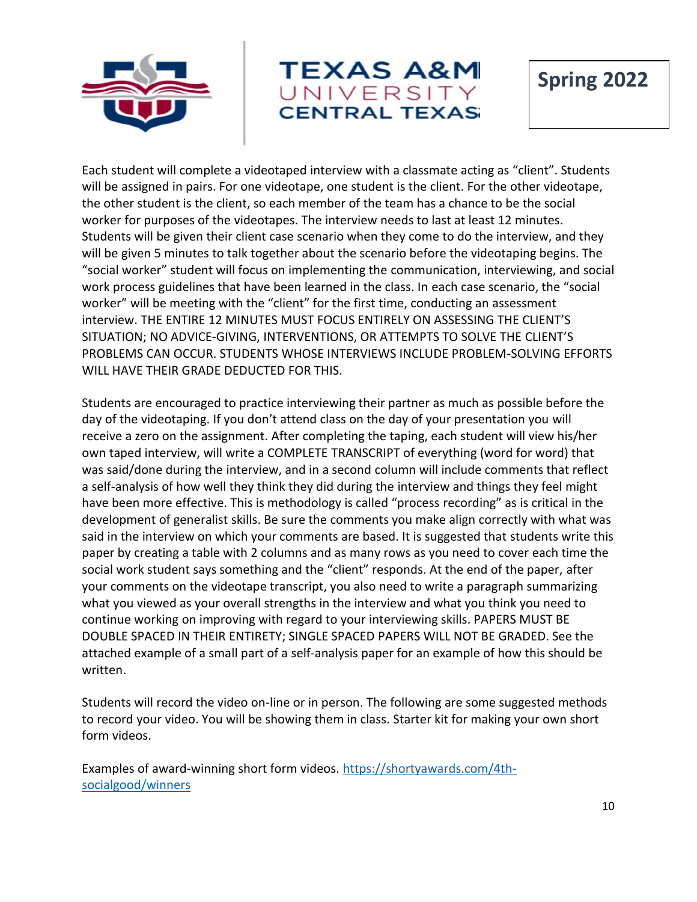Each student will complete a videotaped interview with a classmate acting as "client". Students will be assigned in pairs. For one videotape, one student is the client. For the other videotape, the other student is the client, so each member of the team has a chance to be the social worker for purposes of the videotapes. The interview needs to last at least 12 minutes. Students will be given their client case scenario when they come to do the interview, and they will be given 5 minutes to talk together about the scenario before the videotaping begins. The "social worker" student will focus on implementing the communication, interviewing, and social work process guidelines that have been learned in the class. In each case scenario, the "social worker" will be meeting with the "client" for the first time, conducting an assessment interview. THE ENTIRE 12 MINUTES MUST FOCUS ENTIRELY ON ASSESSING THE CLIENT'S SITUATION; NO ADVICE-GIVING, INTERVENTIONS, OR ATTEMPTS TO SOLVE THE CLIENT'S PROBLEMS CAN OCCUR. STUDENTS WHOSE INTERVIEWS INCLUDE PROBLEM-SOLVING EFFORTS WILL HAVE THEIR GRADE DEDUCTED FOR THIS.

Students are encouraged to practice interviewing their partner as much as possible before the day of the videotaping. If you don't attend class on the day of your presentation you will receive a zero on the assignment. After completing the taping, each student will view his/her own taped interview, will write a COMPLETE TRANSCRIPT of everything (word for word) that was said/done during the interview, and in a second column will include comments that reflect a self-analysis of how well they think they did during the interview and things they feel might have been more effective. This is methodology is called "process recording" as is critical in the development of generalist skills. Be sure the comments you make align correctly with what was said in the interview on which your comments are based. It is suggested that students write this paper by creating a table with 2 columns and as many rows as you need to cover each time the social work student says something and the "client" responds. At the end of the paper, after your comments on the videotape transcript, you also need to write a paragraph summarizing what you viewed as your overall strengths in the interview and what you think you need to continue working on improving with regard to your interviewing skills. PAPERS MUST BE DOUBLE SPACED IN THEIR ENTIRETY; SINGLE SPACED PAPERS WILL NOT BE GRADED. See the attached example of a small part of a self-analysis paper for an example of how this should be written.

Students will record the video on-line or in person. The following are some suggested methods to record your video. You will be showing them in class. Starter kit for making your own short form videos.

Examples of award-winning short form videos. [https://shortyawards.com/4th-socialgood/winners](https://shortyawards.com/4th-socialgood/winners)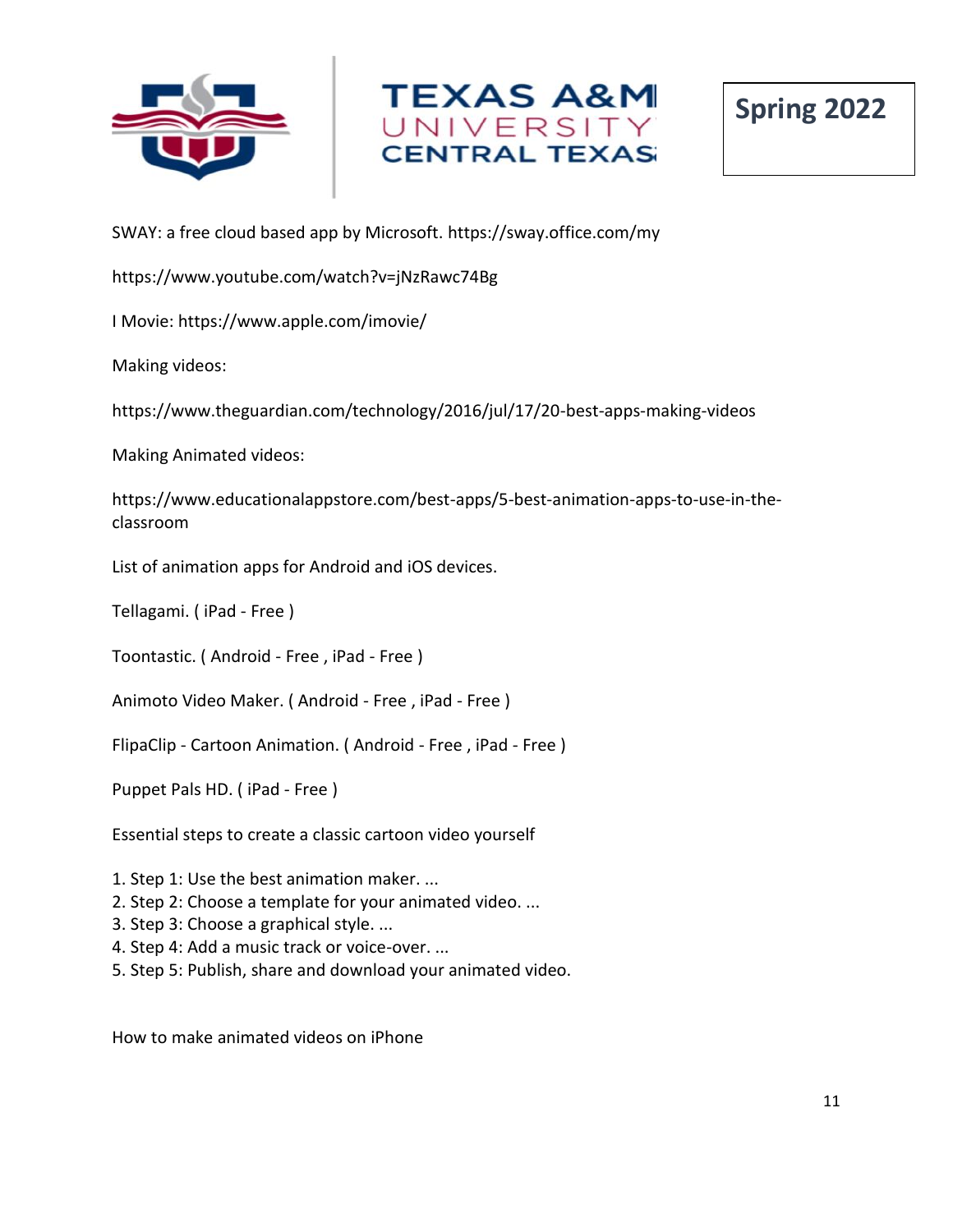SWAY: a free cloud based app by Microsoft. https://sway.office.com/my

https://www.youtube.com/watch?v=jNzRawc74Bg

I Movie: https://www.apple.com/imovie/

Making videos:

https://www.theguardian.com/technology/2016/jul/17/20-best-apps-making-videos

Making Animated videos:

https://www.educationalappstore.com/best-apps/5-best-animation-apps-to-use-in-the-classroom

List of animation apps for Android and iOS devices.

Tellagami. ( iPad - Free )

Toontastic. ( Android - Free , iPad - Free )

Animoto Video Maker. ( Android - Free , iPad - Free )

FlipaClip - Cartoon Animation. ( Android - Free , iPad - Free )

Puppet Pals HD. ( iPad - Free )

Essential steps to create a classic cartoon video yourself

1. Step 1: Use the best animation maker. ...
2. Step 2: Choose a template for your animated video. ...
3. Step 3: Choose a graphical style. ...
4. Step 4: Add a music track or voice-over. ...
5. Step 5: Publish, share and download your animated video.

How to make animated videos on iPhone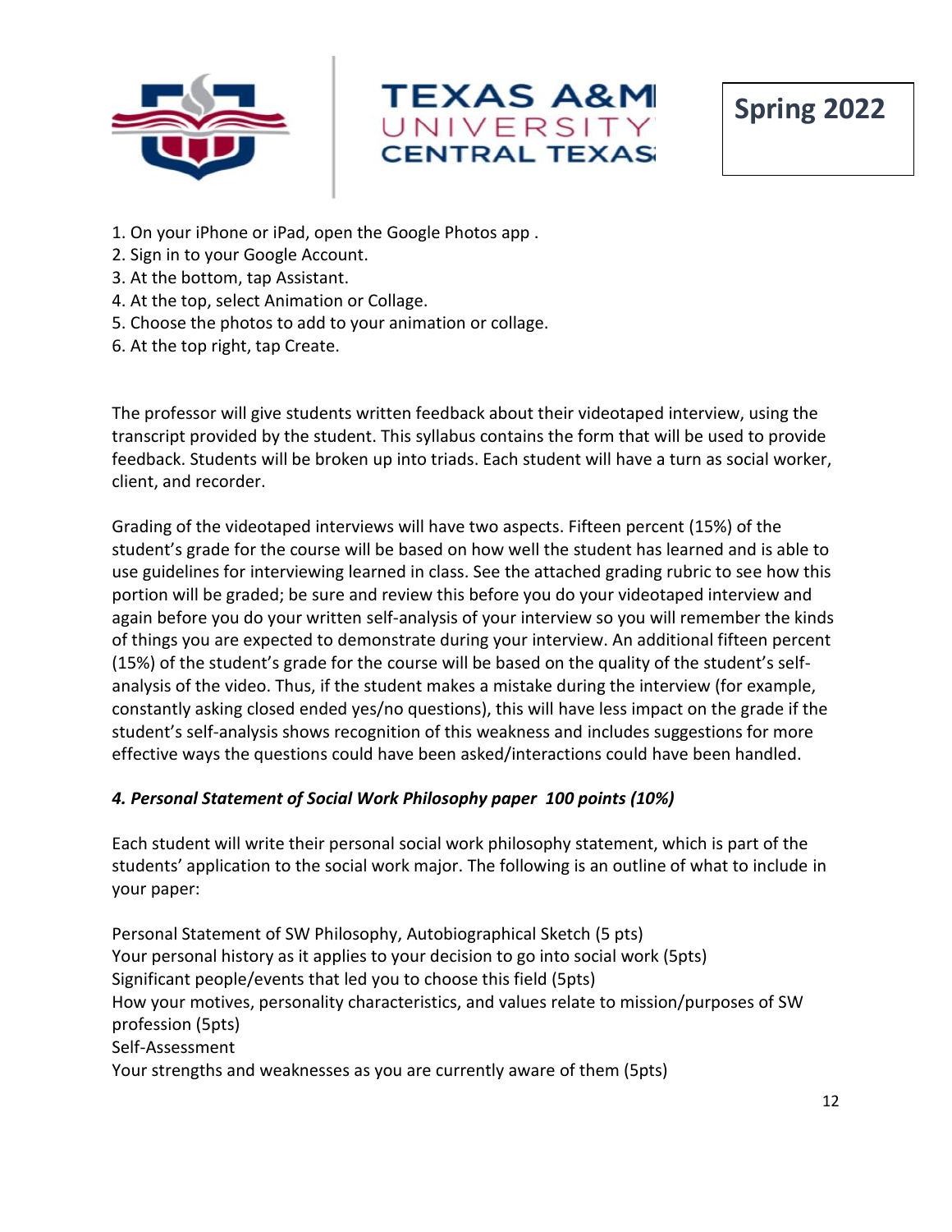1. On your iPhone or iPad, open the Google Photos app .
2. Sign in to your Google Account.
3. At the bottom, tap Assistant.
4. At the top, select Animation or Collage.
5. Choose the photos to add to your animation or collage.
6. At the top right, tap Create.

The professor will give students written feedback about their videotaped interview, using the transcript provided by the student. This syllabus contains the form that will be used to provide feedback. Students will be broken up into triads. Each student will have a turn as social worker, client, and recorder.

Grading of the videotaped interviews will have two aspects. Fifteen percent (15%) of the student's grade for the course will be based on how well the student has learned and is able to use guidelines for interviewing learned in class. See the attached grading rubric to see how this portion will be graded; be sure and review this before you do your videotaped interview and again before you do your written self-analysis of your interview so you will remember the kinds of things you are expected to demonstrate during your interview. An additional fifteen percent (15%) of the student's grade for the course will be based on the quality of the student's self-analysis of the video. Thus, if the student makes a mistake during the interview (for example, constantly asking closed ended yes/no questions), this will have less impact on the grade if the student's self-analysis shows recognition of this weakness and includes suggestions for more effective ways the questions could have been asked/interactions could have been handled.

***4. Personal Statement of Social Work Philosophy paper 100 points (10%)***

Each student will write their personal social work philosophy statement, which is part of the students' application to the social work major. The following is an outline of what to include in your paper:

Personal Statement of SW Philosophy, Autobiographical Sketch (5 pts)
Your personal history as it applies to your decision to go into social work (5pts)
Significant people/events that led you to choose this field (5pts)
How your motives, personality characteristics, and values relate to mission/purposes of SW profession (5pts)
Self-Assessment
Your strengths and weaknesses as you are currently aware of them (5pts)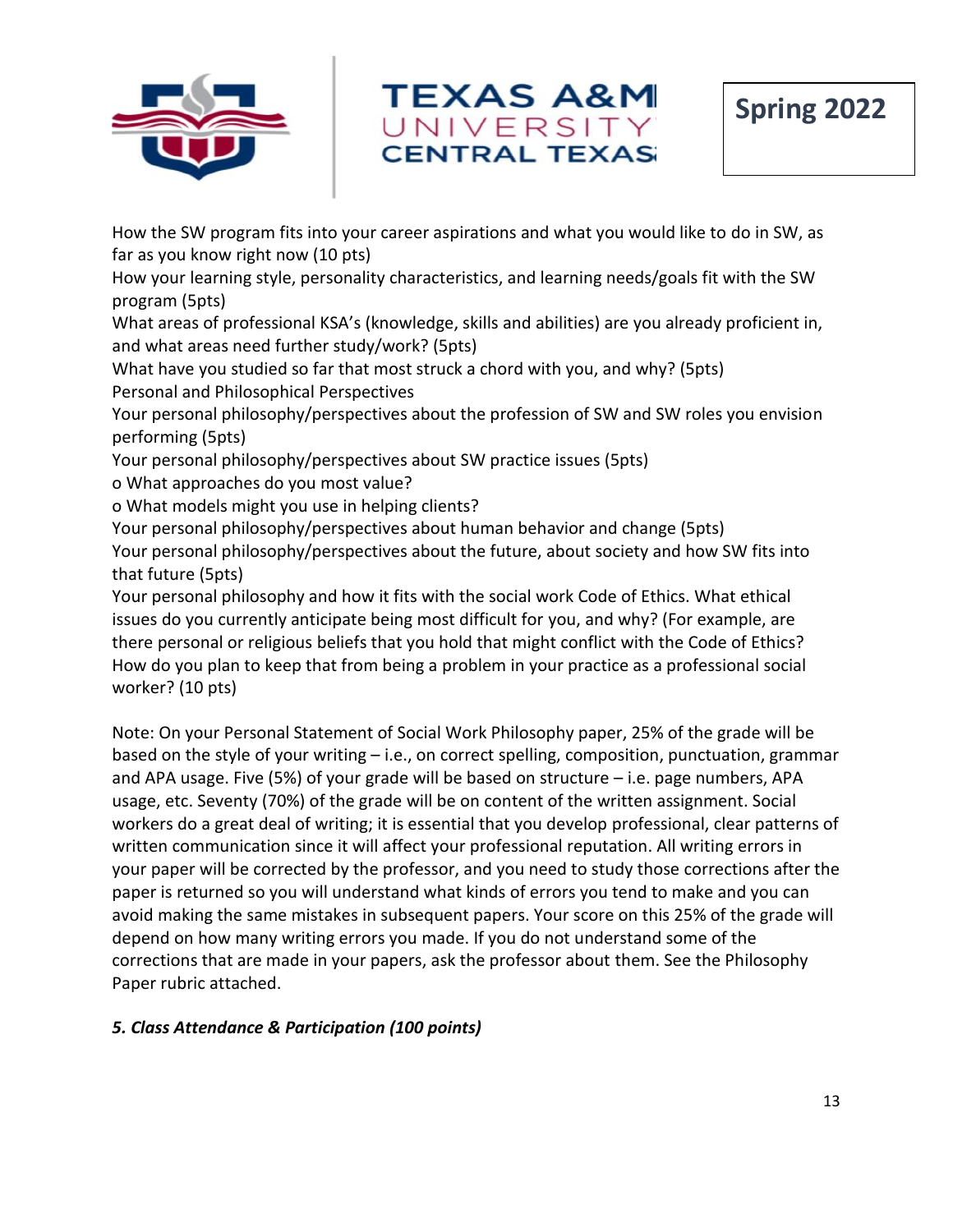How the SW program fits into your career aspirations and what you would like to do in SW, as far as you know right now (10 pts)

How your learning style, personality characteristics, and learning needs/goals fit with the SW program (5pts)

What areas of professional KSA's (knowledge, skills and abilities) are you already proficient in, and what areas need further study/work? (5pts)

What have you studied so far that most struck a chord with you, and why? (5pts)

Personal and Philosophical Perspectives

Your personal philosophy/perspectives about the profession of SW and SW roles you envision performing (5pts)

Your personal philosophy/perspectives about SW practice issues (5pts)

o What approaches do you most value?

o What models might you use in helping clients?

Your personal philosophy/perspectives about human behavior and change (5pts)

Your personal philosophy/perspectives about the future, about society and how SW fits into that future (5pts)

Your personal philosophy and how it fits with the social work Code of Ethics. What ethical issues do you currently anticipate being most difficult for you, and why? (For example, are there personal or religious beliefs that you hold that might conflict with the Code of Ethics? How do you plan to keep that from being a problem in your practice as a professional social worker? (10 pts)

Note: On your Personal Statement of Social Work Philosophy paper, 25% of the grade will be based on the style of your writing – i.e., on correct spelling, composition, punctuation, grammar and APA usage. Five (5%) of your grade will be based on structure – i.e. page numbers, APA usage, etc. Seventy (70%) of the grade will be on content of the written assignment. Social workers do a great deal of writing; it is essential that you develop professional, clear patterns of written communication since it will affect your professional reputation. All writing errors in your paper will be corrected by the professor, and you need to study those corrections after the paper is returned so you will understand what kinds of errors you tend to make and you can avoid making the same mistakes in subsequent papers. Your score on this 25% of the grade will depend on how many writing errors you made. If you do not understand some of the corrections that are made in your papers, ask the professor about them. See the Philosophy Paper rubric attached.

***5. Class Attendance & Participation (100 points)***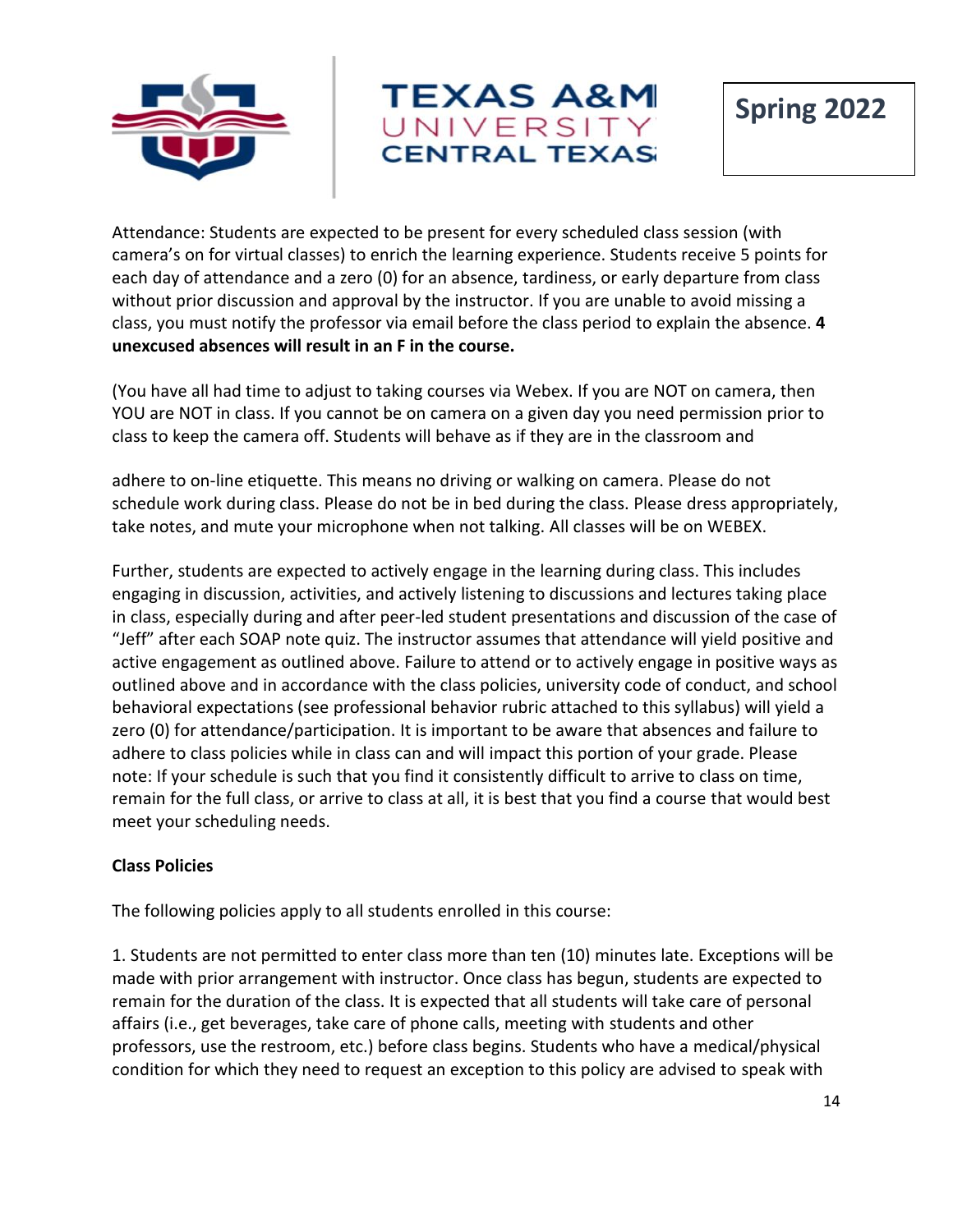Attendance: Students are expected to be present for every scheduled class session (with camera's on for virtual classes) to enrich the learning experience. Students receive 5 points for each day of attendance and a zero (0) for an absence, tardiness, or early departure from class without prior discussion and approval by the instructor. If you are unable to avoid missing a class, you must notify the professor via email before the class period to explain the absence. **4 unexcused absences will result in an F in the course.**

(You have all had time to adjust to taking courses via Webex. If you are NOT on camera, then YOU are NOT in class. If you cannot be on camera on a given day you need permission prior to class to keep the camera off. Students will behave as if they are in the classroom and

adhere to on-line etiquette. This means no driving or walking on camera. Please do not schedule work during class. Please do not be in bed during the class. Please dress appropriately, take notes, and mute your microphone when not talking. All classes will be on WEBEX.

Further, students are expected to actively engage in the learning during class. This includes engaging in discussion, activities, and actively listening to discussions and lectures taking place in class, especially during and after peer-led student presentations and discussion of the case of "Jeff" after each SOAP note quiz. The instructor assumes that attendance will yield positive and active engagement as outlined above. Failure to attend or to actively engage in positive ways as outlined above and in accordance with the class policies, university code of conduct, and school behavioral expectations (see professional behavior rubric attached to this syllabus) will yield a zero (0) for attendance/participation. It is important to be aware that absences and failure to adhere to class policies while in class can and will impact this portion of your grade. Please note: If your schedule is such that you find it consistently difficult to arrive to class on time, remain for the full class, or arrive to class at all, it is best that you find a course that would best meet your scheduling needs.

**Class Policies**

The following policies apply to all students enrolled in this course:

1. Students are not permitted to enter class more than ten (10) minutes late. Exceptions will be made with prior arrangement with instructor. Once class has begun, students are expected to remain for the duration of the class. It is expected that all students will take care of personal affairs (i.e., get beverages, take care of phone calls, meeting with students and other professors, use the restroom, etc.) before class begins. Students who have a medical/physical condition for which they need to request an exception to this policy are advised to speak with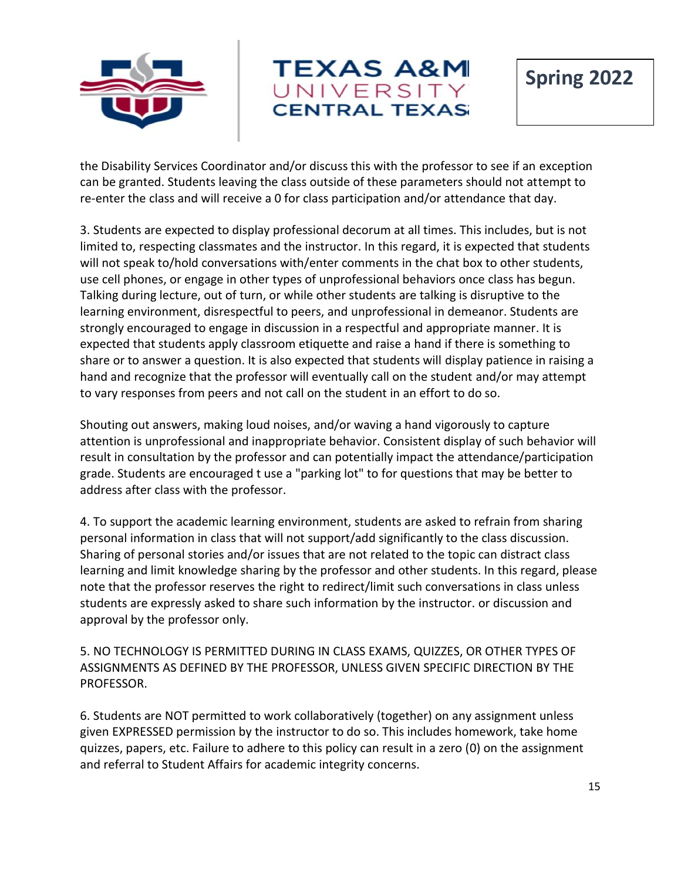the Disability Services Coordinator and/or discuss this with the professor to see if an exception can be granted. Students leaving the class outside of these parameters should not attempt to re-enter the class and will receive a 0 for class participation and/or attendance that day.

3. Students are expected to display professional decorum at all times. This includes, but is not limited to, respecting classmates and the instructor. In this regard, it is expected that students will not speak to/hold conversations with/enter comments in the chat box to other students, use cell phones, or engage in other types of unprofessional behaviors once class has begun. Talking during lecture, out of turn, or while other students are talking is disruptive to the learning environment, disrespectful to peers, and unprofessional in demeanor. Students are strongly encouraged to engage in discussion in a respectful and appropriate manner. It is expected that students apply classroom etiquette and raise a hand if there is something to share or to answer a question. It is also expected that students will display patience in raising a hand and recognize that the professor will eventually call on the student and/or may attempt to vary responses from peers and not call on the student in an effort to do so.

Shouting out answers, making loud noises, and/or waving a hand vigorously to capture attention is unprofessional and inappropriate behavior. Consistent display of such behavior will result in consultation by the professor and can potentially impact the attendance/participation grade. Students are encouraged t use a "parking lot" to for questions that may be better to address after class with the professor.

4. To support the academic learning environment, students are asked to refrain from sharing personal information in class that will not support/add significantly to the class discussion. Sharing of personal stories and/or issues that are not related to the topic can distract class learning and limit knowledge sharing by the professor and other students. In this regard, please note that the professor reserves the right to redirect/limit such conversations in class unless students are expressly asked to share such information by the instructor. or discussion and approval by the professor only.

5. NO TECHNOLOGY IS PERMITTED DURING IN CLASS EXAMS, QUIZZES, OR OTHER TYPES OF ASSIGNMENTS AS DEFINED BY THE PROFESSOR, UNLESS GIVEN SPECIFIC DIRECTION BY THE PROFESSOR.

6. Students are NOT permitted to work collaboratively (together) on any assignment unless given EXPRESSED permission by the instructor to do so. This includes homework, take home quizzes, papers, etc. Failure to adhere to this policy can result in a zero (0) on the assignment and referral to Student Affairs for academic integrity concerns.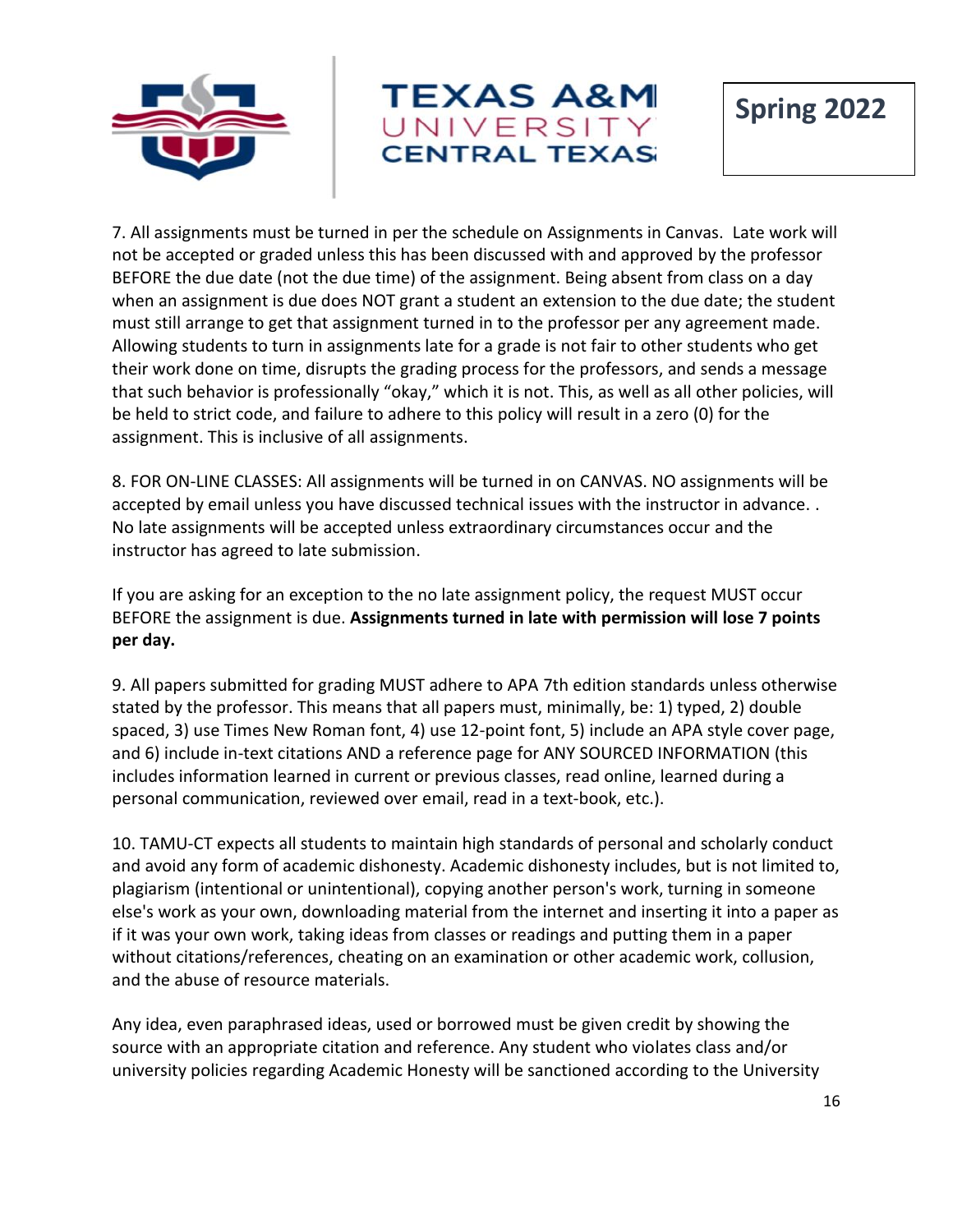7. All assignments must be turned in per the schedule on Assignments in Canvas. Late work will not be accepted or graded unless this has been discussed with and approved by the professor BEFORE the due date (not the due time) of the assignment. Being absent from class on a day when an assignment is due does NOT grant a student an extension to the due date; the student must still arrange to get that assignment turned in to the professor per any agreement made. Allowing students to turn in assignments late for a grade is not fair to other students who get their work done on time, disrupts the grading process for the professors, and sends a message that such behavior is professionally "okay," which it is not. This, as well as all other policies, will be held to strict code, and failure to adhere to this policy will result in a zero (0) for the assignment. This is inclusive of all assignments.

8. FOR ON-LINE CLASSES: All assignments will be turned in on CANVAS. NO assignments will be accepted by email unless you have discussed technical issues with the instructor in advance. . No late assignments will be accepted unless extraordinary circumstances occur and the instructor has agreed to late submission.

If you are asking for an exception to the no late assignment policy, the request MUST occur BEFORE the assignment is due. **Assignments turned in late with permission will lose 7 points per day.**

9. All papers submitted for grading MUST adhere to APA 7th edition standards unless otherwise stated by the professor. This means that all papers must, minimally, be: 1) typed, 2) double spaced, 3) use Times New Roman font, 4) use 12-point font, 5) include an APA style cover page, and 6) include in-text citations AND a reference page for ANY SOURCED INFORMATION (this includes information learned in current or previous classes, read online, learned during a personal communication, reviewed over email, read in a text-book, etc.).

10. TAMU-CT expects all students to maintain high standards of personal and scholarly conduct and avoid any form of academic dishonesty. Academic dishonesty includes, but is not limited to, plagiarism (intentional or unintentional), copying another person's work, turning in someone else's work as your own, downloading material from the internet and inserting it into a paper as if it was your own work, taking ideas from classes or readings and putting them in a paper without citations/references, cheating on an examination or other academic work, collusion, and the abuse of resource materials.

Any idea, even paraphrased ideas, used or borrowed must be given credit by showing the source with an appropriate citation and reference. Any student who violates class and/or university policies regarding Academic Honesty will be sanctioned according to the University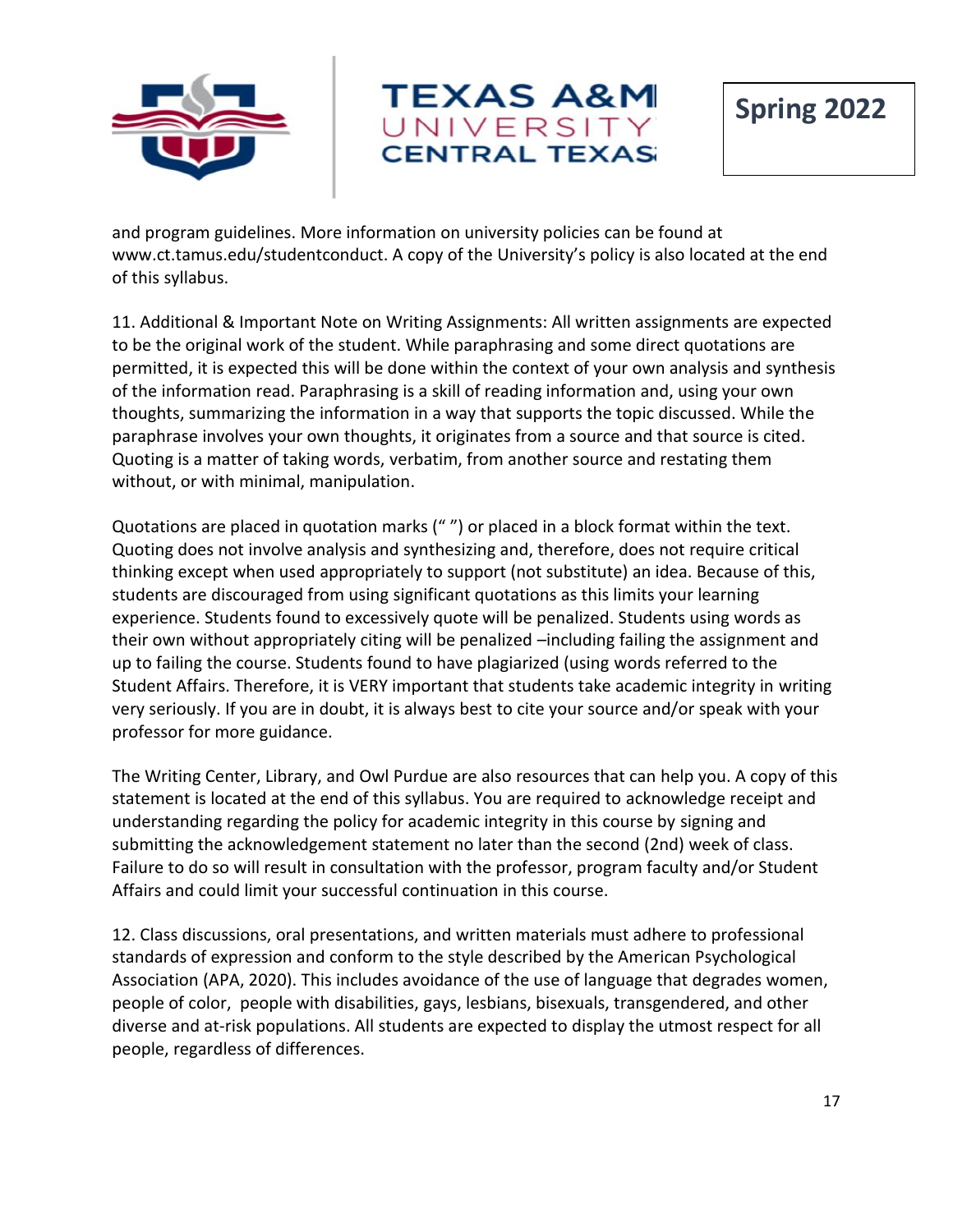and program guidelines. More information on university policies can be found at www.ct.tamus.edu/studentconduct. A copy of the University's policy is also located at the end of this syllabus.

11. Additional & Important Note on Writing Assignments: All written assignments are expected to be the original work of the student. While paraphrasing and some direct quotations are permitted, it is expected this will be done within the context of your own analysis and synthesis of the information read. Paraphrasing is a skill of reading information and, using your own thoughts, summarizing the information in a way that supports the topic discussed. While the paraphrase involves your own thoughts, it originates from a source and that source is cited. Quoting is a matter of taking words, verbatim, from another source and restating them without, or with minimal, manipulation.

Quotations are placed in quotation marks (" ") or placed in a block format within the text. Quoting does not involve analysis and synthesizing and, therefore, does not require critical thinking except when used appropriately to support (not substitute) an idea. Because of this, students are discouraged from using significant quotations as this limits your learning experience. Students found to excessively quote will be penalized. Students using words as their own without appropriately citing will be penalized –including failing the assignment and up to failing the course. Students found to have plagiarized (using words referred to the Student Affairs. Therefore, it is VERY important that students take academic integrity in writing very seriously. If you are in doubt, it is always best to cite your source and/or speak with your professor for more guidance.

The Writing Center, Library, and Owl Purdue are also resources that can help you. A copy of this statement is located at the end of this syllabus. You are required to acknowledge receipt and understanding regarding the policy for academic integrity in this course by signing and submitting the acknowledgement statement no later than the second (2nd) week of class. Failure to do so will result in consultation with the professor, program faculty and/or Student Affairs and could limit your successful continuation in this course.

12. Class discussions, oral presentations, and written materials must adhere to professional standards of expression and conform to the style described by the American Psychological Association (APA, 2020). This includes avoidance of the use of language that degrades women, people of color, people with disabilities, gays, lesbians, bisexuals, transgendered, and other diverse and at-risk populations. All students are expected to display the utmost respect for all people, regardless of differences.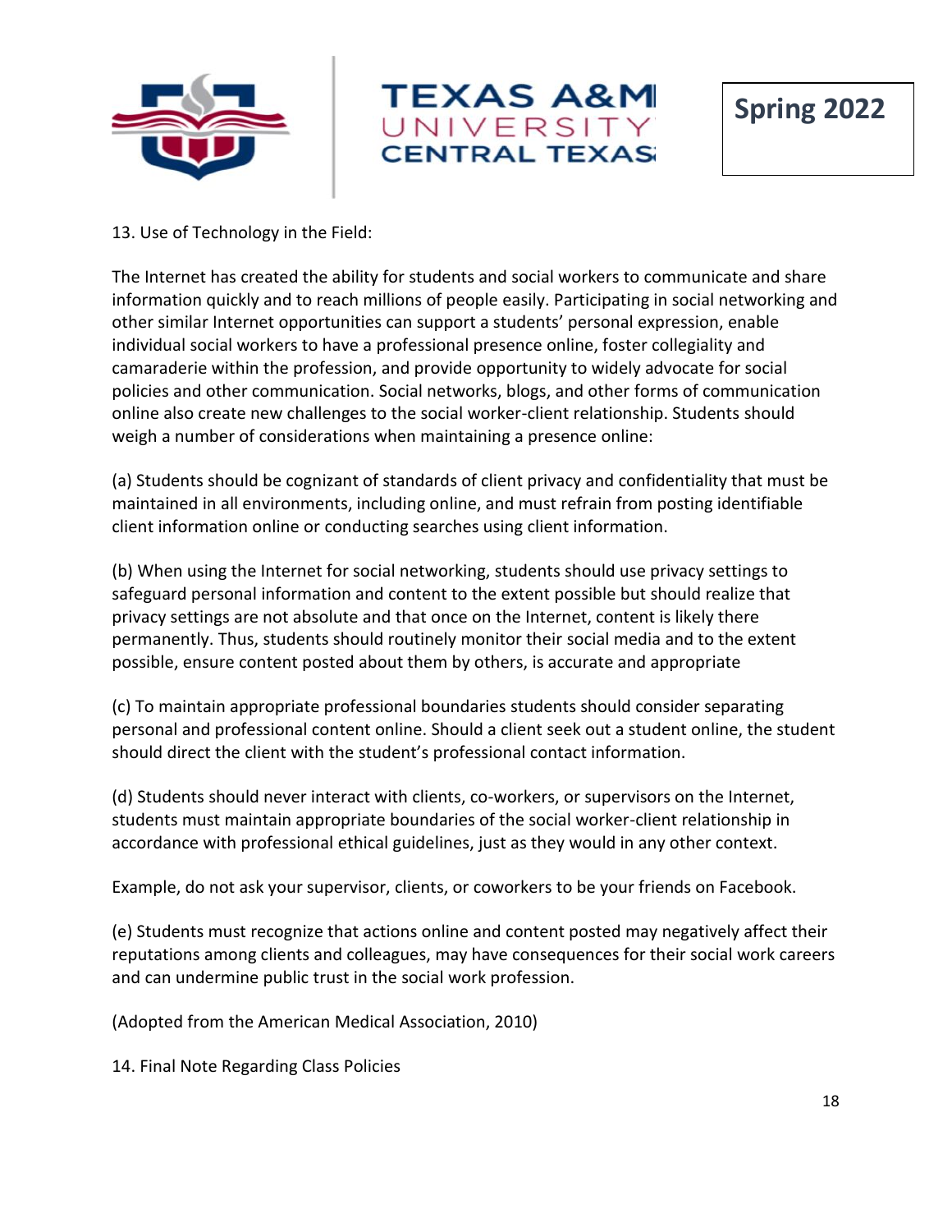13. Use of Technology in the Field:

The Internet has created the ability for students and social workers to communicate and share information quickly and to reach millions of people easily. Participating in social networking and other similar Internet opportunities can support a students' personal expression, enable individual social workers to have a professional presence online, foster collegiality and camaraderie within the profession, and provide opportunity to widely advocate for social policies and other communication. Social networks, blogs, and other forms of communication online also create new challenges to the social worker-client relationship. Students should weigh a number of considerations when maintaining a presence online:

(a) Students should be cognizant of standards of client privacy and confidentiality that must be maintained in all environments, including online, and must refrain from posting identifiable client information online or conducting searches using client information.

(b) When using the Internet for social networking, students should use privacy settings to safeguard personal information and content to the extent possible but should realize that privacy settings are not absolute and that once on the Internet, content is likely there permanently. Thus, students should routinely monitor their social media and to the extent possible, ensure content posted about them by others, is accurate and appropriate

(c) To maintain appropriate professional boundaries students should consider separating personal and professional content online. Should a client seek out a student online, the student should direct the client with the student's professional contact information.

(d) Students should never interact with clients, co-workers, or supervisors on the Internet, students must maintain appropriate boundaries of the social worker-client relationship in accordance with professional ethical guidelines, just as they would in any other context.

Example, do not ask your supervisor, clients, or coworkers to be your friends on Facebook.

(e) Students must recognize that actions online and content posted may negatively affect their reputations among clients and colleagues, may have consequences for their social work careers and can undermine public trust in the social work profession.

(Adopted from the American Medical Association, 2010)

14. Final Note Regarding Class Policies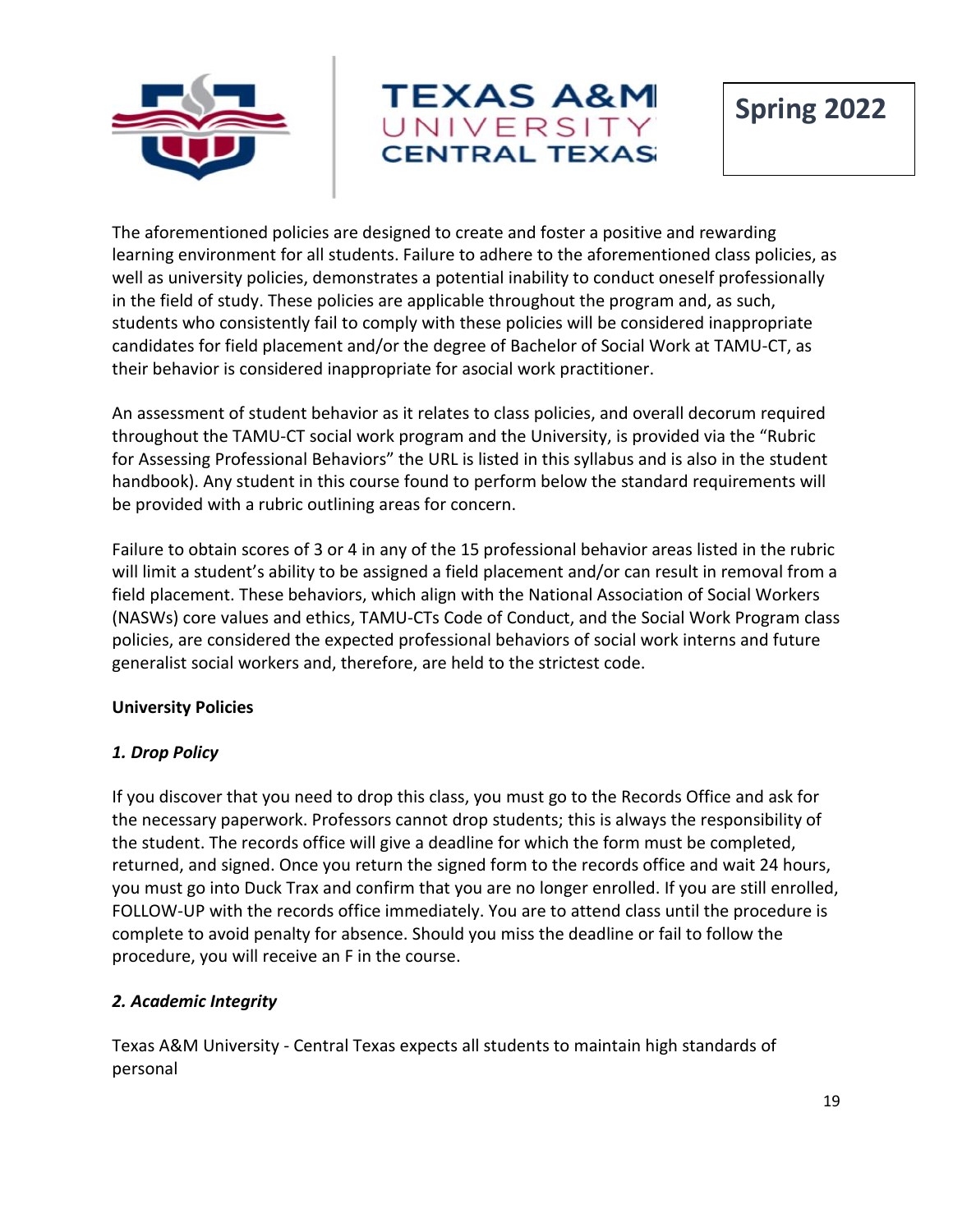The aforementioned policies are designed to create and foster a positive and rewarding learning environment for all students. Failure to adhere to the aforementioned class policies, as well as university policies, demonstrates a potential inability to conduct oneself professionally in the field of study. These policies are applicable throughout the program and, as such, students who consistently fail to comply with these policies will be considered inappropriate candidates for field placement and/or the degree of Bachelor of Social Work at TAMU-CT, as their behavior is considered inappropriate for asocial work practitioner.

An assessment of student behavior as it relates to class policies, and overall decorum required throughout the TAMU-CT social work program and the University, is provided via the "Rubric for Assessing Professional Behaviors" the URL is listed in this syllabus and is also in the student handbook). Any student in this course found to perform below the standard requirements will be provided with a rubric outlining areas for concern.

Failure to obtain scores of 3 or 4 in any of the 15 professional behavior areas listed in the rubric will limit a student's ability to be assigned a field placement and/or can result in removal from a field placement. These behaviors, which align with the National Association of Social Workers (NASWs) core values and ethics, TAMU-CTs Code of Conduct, and the Social Work Program class policies, are considered the expected professional behaviors of social work interns and future generalist social workers and, therefore, are held to the strictest code.

**University Policies**

***1. Drop Policy***

If you discover that you need to drop this class, you must go to the Records Office and ask for the necessary paperwork. Professors cannot drop students; this is always the responsibility of the student. The records office will give a deadline for which the form must be completed, returned, and signed. Once you return the signed form to the records office and wait 24 hours, you must go into Duck Trax and confirm that you are no longer enrolled. If you are still enrolled, FOLLOW-UP with the records office immediately. You are to attend class until the procedure is complete to avoid penalty for absence. Should you miss the deadline or fail to follow the procedure, you will receive an F in the course.

***2. Academic Integrity***

Texas A&M University - Central Texas expects all students to maintain high standards of personal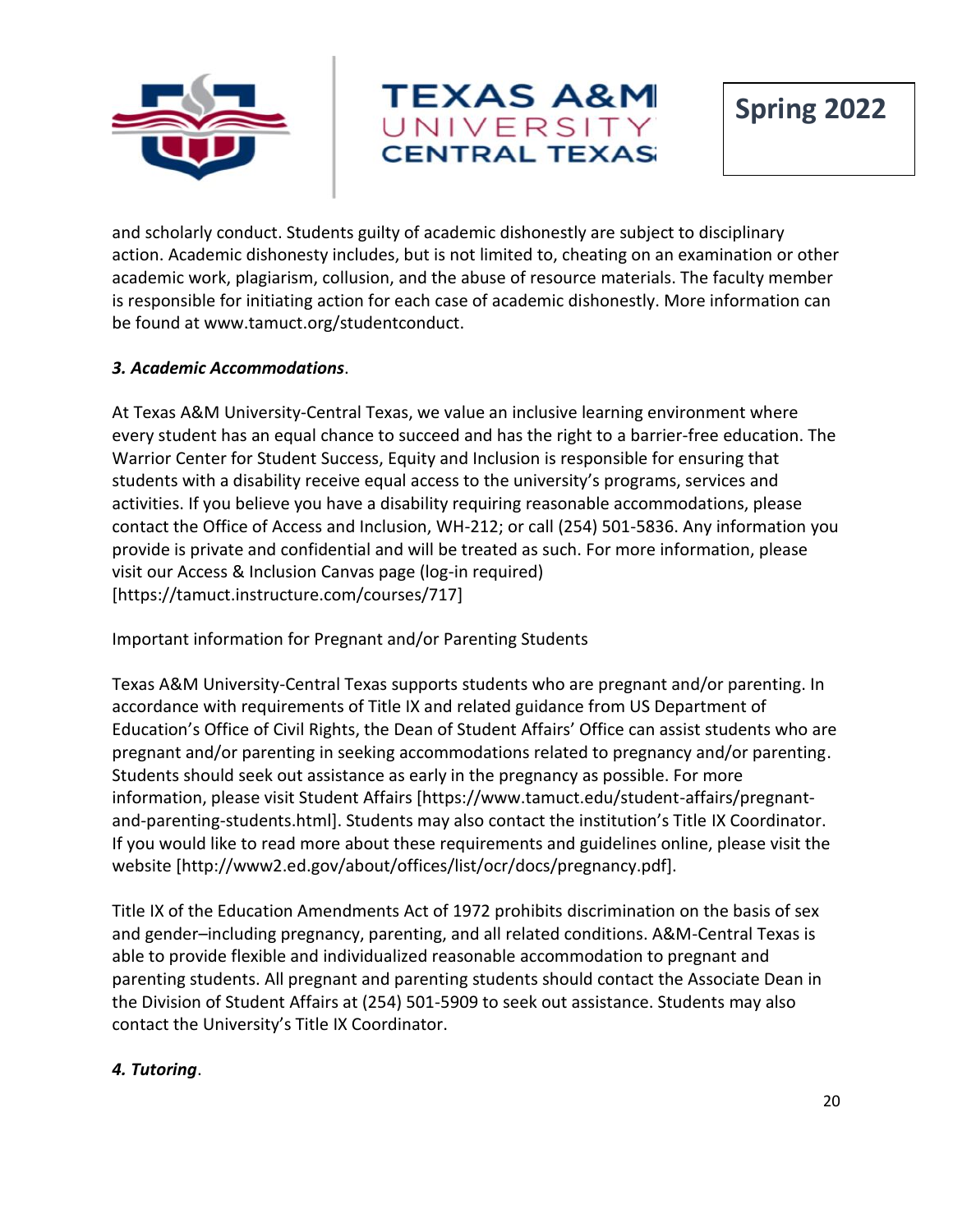and scholarly conduct. Students guilty of academic dishonestly are subject to disciplinary action. Academic dishonesty includes, but is not limited to, cheating on an examination or other academic work, plagiarism, collusion, and the abuse of resource materials. The faculty member is responsible for initiating action for each case of academic dishonesty. More information can be found at www.tamuct.org/studentconduct.

***3. Academic Accommodations***.

At Texas A&M University-Central Texas, we value an inclusive learning environment where every student has an equal chance to succeed and has the right to a barrier-free education. The Warrior Center for Student Success, Equity and Inclusion is responsible for ensuring that students with a disability receive equal access to the university's programs, services and activities. If you believe you have a disability requiring reasonable accommodations, please contact the Office of Access and Inclusion, WH-212; or call (254) 501-5836. Any information you provide is private and confidential and will be treated as such. For more information, please visit our Access & Inclusion Canvas page (log-in required) [https://tamuct.instructure.com/courses/717]

Important information for Pregnant and/or Parenting Students

Texas A&M University-Central Texas supports students who are pregnant and/or parenting. In accordance with requirements of Title IX and related guidance from US Department of Education's Office of Civil Rights, the Dean of Student Affairs' Office can assist students who are pregnant and/or parenting in seeking accommodations related to pregnancy and/or parenting. Students should seek out assistance as early in the pregnancy as possible. For more information, please visit Student Affairs [https://www.tamuct.edu/student-affairs/pregnant-and-parenting-students.html]. Students may also contact the institution's Title IX Coordinator. If you would like to read more about these requirements and guidelines online, please visit the website [http://www2.ed.gov/about/offices/list/ocr/docs/pregnancy.pdf].

Title IX of the Education Amendments Act of 1972 prohibits discrimination on the basis of sex and gender–including pregnancy, parenting, and all related conditions. A&M-Central Texas is able to provide flexible and individualized reasonable accommodation to pregnant and parenting students. All pregnant and parenting students should contact the Associate Dean in the Division of Student Affairs at (254) 501-5909 to seek out assistance. Students may also contact the University's Title IX Coordinator.

***4. Tutoring***.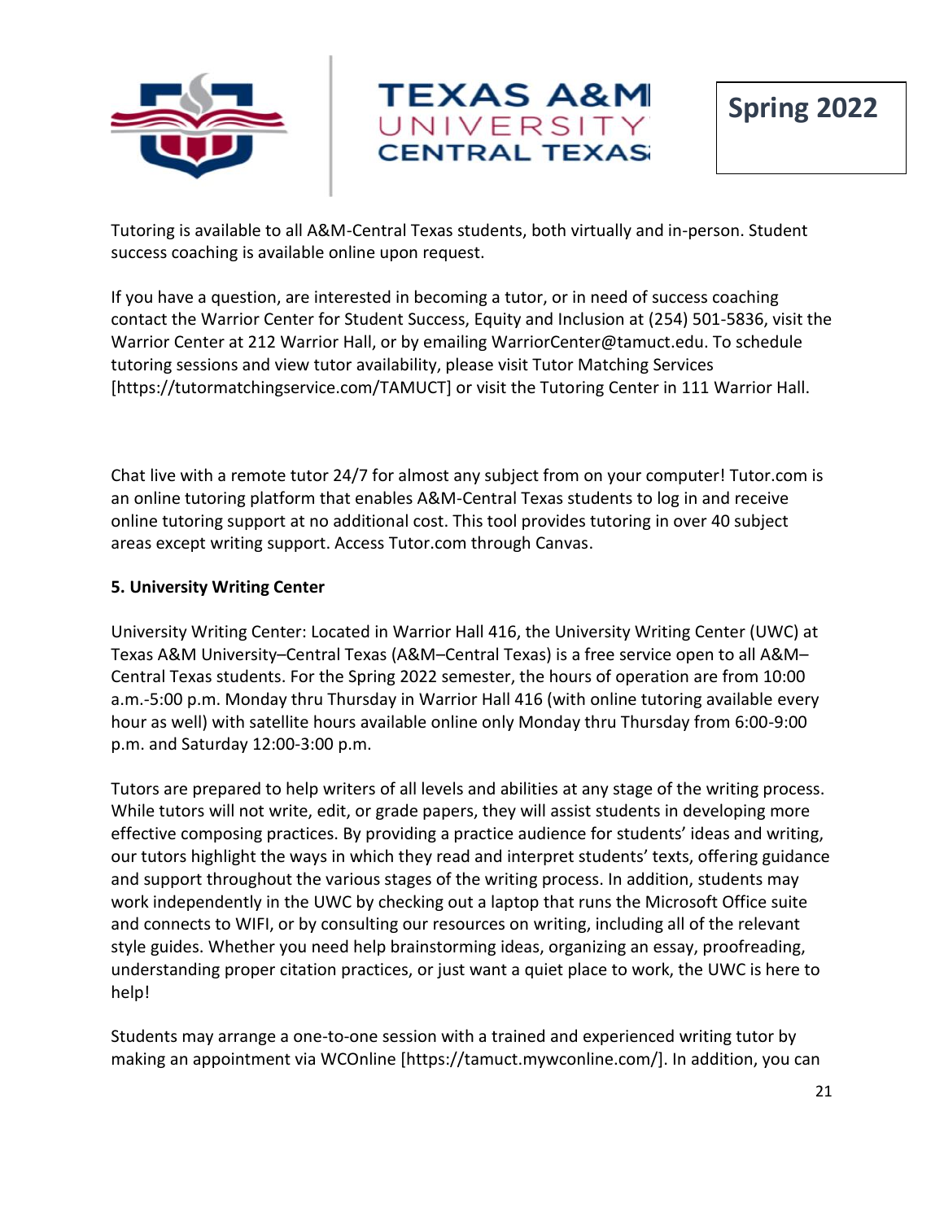Tutoring is available to all A&M-Central Texas students, both virtually and in-person. Student success coaching is available online upon request.

If you have a question, are interested in becoming a tutor, or in need of success coaching contact the Warrior Center for Student Success, Equity and Inclusion at (254) 501-5836, visit the Warrior Center at 212 Warrior Hall, or by emailing WarriorCenter@tamuct.edu. To schedule tutoring sessions and view tutor availability, please visit Tutor Matching Services [https://tutormatchingservice.com/TAMUCT] or visit the Tutoring Center in 111 Warrior Hall.

Chat live with a remote tutor 24/7 for almost any subject from on your computer! Tutor.com is an online tutoring platform that enables A&M-Central Texas students to log in and receive online tutoring support at no additional cost. This tool provides tutoring in over 40 subject areas except writing support. Access Tutor.com through Canvas.

**5. University Writing Center**

University Writing Center: Located in Warrior Hall 416, the University Writing Center (UWC) at Texas A&M University–Central Texas (A&M–Central Texas) is a free service open to all A&M–Central Texas students. For the Spring 2022 semester, the hours of operation are from 10:00 a.m.-5:00 p.m. Monday thru Thursday in Warrior Hall 416 (with online tutoring available every hour as well) with satellite hours available online only Monday thru Thursday from 6:00-9:00 p.m. and Saturday 12:00-3:00 p.m.

Tutors are prepared to help writers of all levels and abilities at any stage of the writing process. While tutors will not write, edit, or grade papers, they will assist students in developing more effective composing practices. By providing a practice audience for students' ideas and writing, our tutors highlight the ways in which they read and interpret students' texts, offering guidance and support throughout the various stages of the writing process. In addition, students may work independently in the UWC by checking out a laptop that runs the Microsoft Office suite and connects to WIFI, or by consulting our resources on writing, including all of the relevant style guides. Whether you need help brainstorming ideas, organizing an essay, proofreading, understanding proper citation practices, or just want a quiet place to work, the UWC is here to help!

Students may arrange a one-to-one session with a trained and experienced writing tutor by making an appointment via WCOnline [https://tamuct.mywconline.com/]. In addition, you can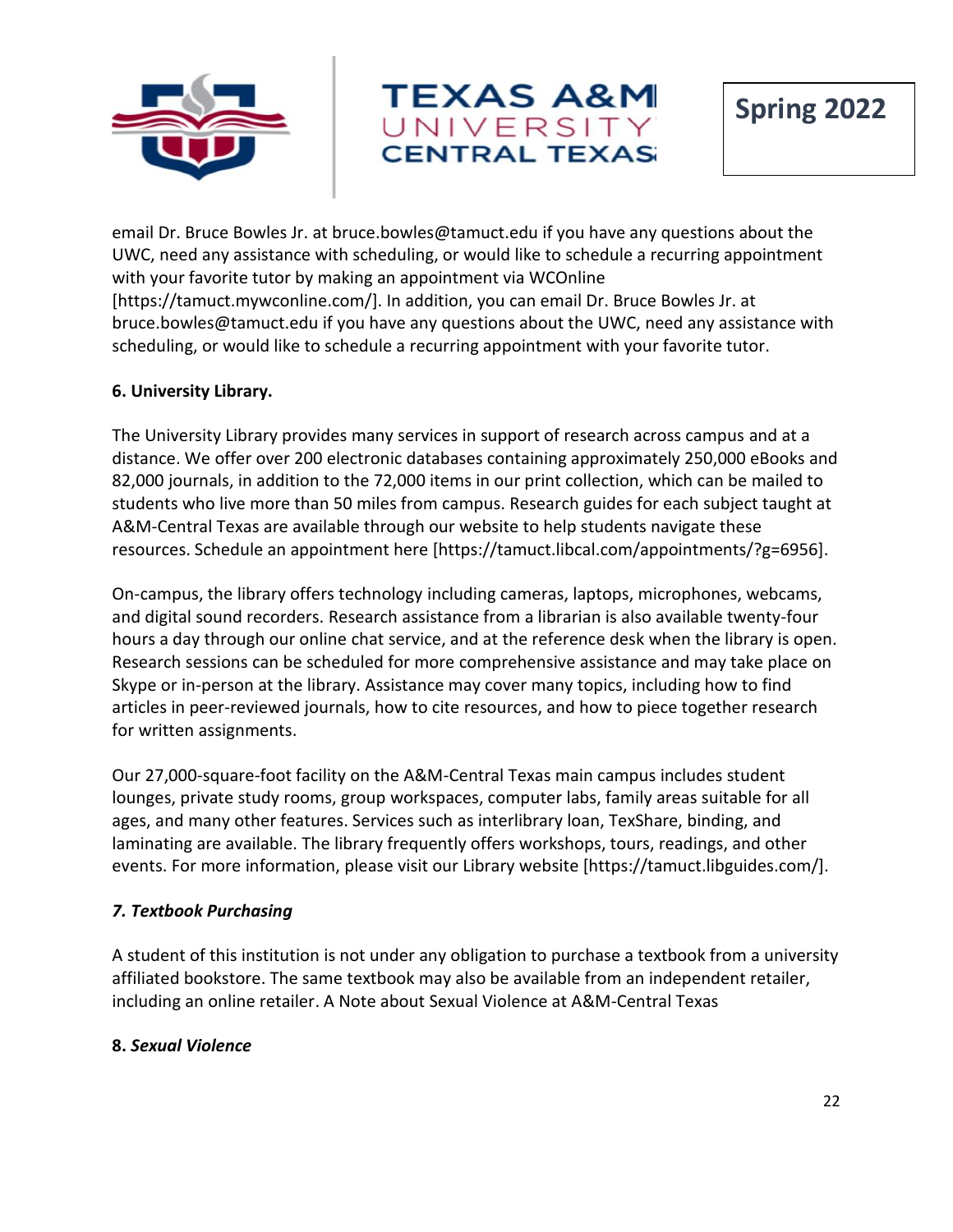email Dr. Bruce Bowles Jr. at bruce.bowles@tamuct.edu if you have any questions about the UWC, need any assistance with scheduling, or would like to schedule a recurring appointment with your favorite tutor by making an appointment via WCOnline [https://tamuct.mywconline.com/]. In addition, you can email Dr. Bruce Bowles Jr. at bruce.bowles@tamuct.edu if you have any questions about the UWC, need any assistance with scheduling, or would like to schedule a recurring appointment with your favorite tutor.

**6. University Library.**

The University Library provides many services in support of research across campus and at a distance. We offer over 200 electronic databases containing approximately 250,000 eBooks and 82,000 journals, in addition to the 72,000 items in our print collection, which can be mailed to students who live more than 50 miles from campus. Research guides for each subject taught at A&M-Central Texas are available through our website to help students navigate these resources. Schedule an appointment here [https://tamuct.libcal.com/appointments/?g=6956].

On-campus, the library offers technology including cameras, laptops, microphones, webcams, and digital sound recorders. Research assistance from a librarian is also available twenty-four hours a day through our online chat service, and at the reference desk when the library is open. Research sessions can be scheduled for more comprehensive assistance and may take place on Skype or in-person at the library. Assistance may cover many topics, including how to find articles in peer-reviewed journals, how to cite resources, and how to piece together research for written assignments.

Our 27,000-square-foot facility on the A&M-Central Texas main campus includes student lounges, private study rooms, group workspaces, computer labs, family areas suitable for all ages, and many other features. Services such as interlibrary loan, TexShare, binding, and laminating are available. The library frequently offers workshops, tours, readings, and other events. For more information, please visit our Library website [https://tamuct.libguides.com/].

***7. Textbook Purchasing***

A student of this institution is not under any obligation to purchase a textbook from a university affiliated bookstore. The same textbook may also be available from an independent retailer, including an online retailer. A Note about Sexual Violence at A&M-Central Texas

**8. *Sexual Violence***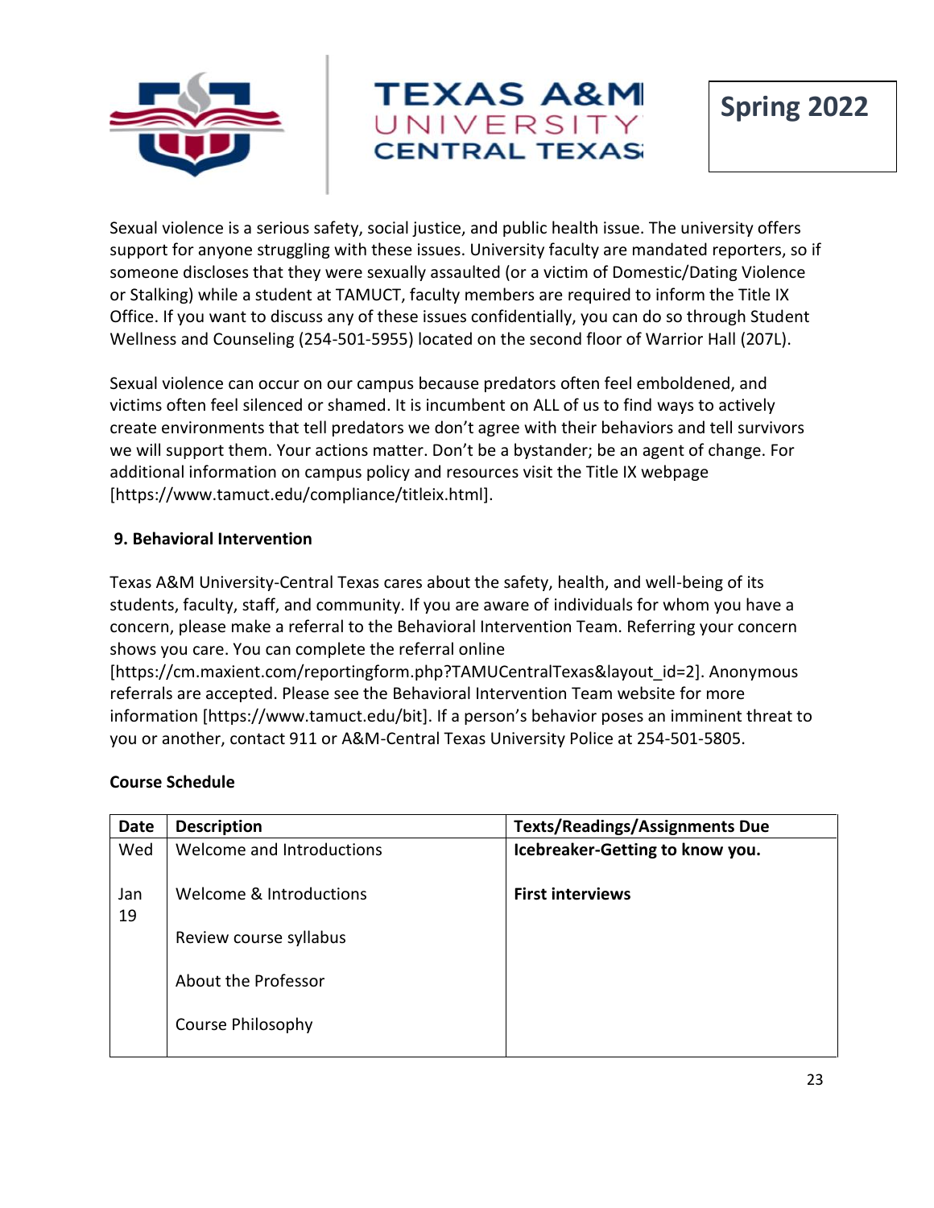Sexual violence is a serious safety, social justice, and public health issue. The university offers support for anyone struggling with these issues. University faculty are mandated reporters, so if someone discloses that they were sexually assaulted (or a victim of Domestic/Dating Violence or Stalking) while a student at TAMUCT, faculty members are required to inform the Title IX Office. If you want to discuss any of these issues confidentially, you can do so through Student Wellness and Counseling (254-501-5955) located on the second floor of Warrior Hall (207L).

Sexual violence can occur on our campus because predators often feel emboldened, and victims often feel silenced or shamed. It is incumbent on ALL of us to find ways to actively create environments that tell predators we don't agree with their behaviors and tell survivors we will support them. Your actions matter. Don't be a bystander; be an agent of change. For additional information on campus policy and resources visit the Title IX webpage [https://www.tamuct.edu/compliance/titleix.html].

**9. Behavioral Intervention**

Texas A&M University-Central Texas cares about the safety, health, and well-being of its students, faculty, staff, and community. If you are aware of individuals for whom you have a concern, please make a referral to the Behavioral Intervention Team. Referring your concern shows you care. You can complete the referral online [https://cm.maxient.com/reportingform.php?TAMUCentralTexas&layout_id=2]. Anonymous referrals are accepted. Please see the Behavioral Intervention Team website for more information [https://www.tamuct.edu/bit]. If a person's behavior poses an imminent threat to you or another, contact 911 or A&M-Central Texas University Police at 254-501-5805.

**Course Schedule**

| Date | Description | Texts/Readings/Assignments Due |
|---|---|---|
| Wed<br><br>Jan 19 | Welcome and Introductions<br><br>Welcome & Introductions<br><br>Review course syllabus<br><br>About the Professor<br><br>Course Philosophy | **Icebreaker-Getting to know you.**<br><br>**First interviews** |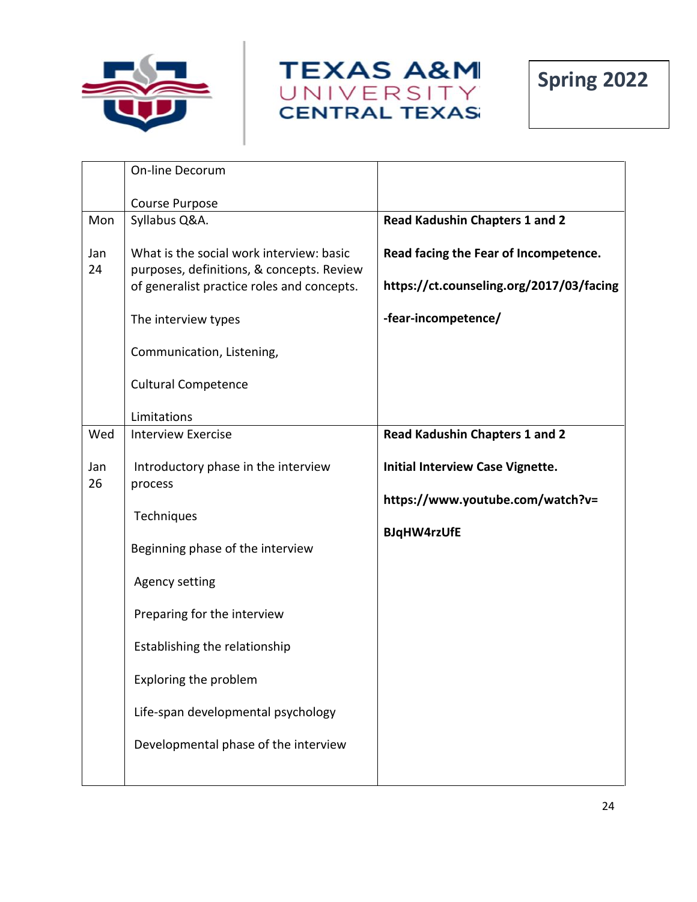| | | |
|---|---|---|
| | On-line Decorum<br><br>Course Purpose | |
| Mon<br><br>Jan 24 | Syllabus Q&A.<br><br>What is the social work interview: basic purposes, definitions, & concepts. Review of generalist practice roles and concepts.<br><br>The interview types<br><br>Communication, Listening,<br><br>Cultural Competence<br><br>Limitations | **Read Kadushin Chapters 1 and 2**<br><br>**Read facing the Fear of Incompetence.**<br><br>**https://ct.counseling.org/2017/03/facing-fear-incompetence/** |
| Wed<br><br>Jan 26 | Interview Exercise<br><br>Introductory phase in the interview process<br><br>Techniques<br><br>Beginning phase of the interview<br><br>Agency setting<br><br>Preparing for the interview<br><br>Establishing the relationship<br><br>Exploring the problem<br><br>Life-span developmental psychology<br><br>Developmental phase of the interview | **Read Kadushin Chapters 1 and 2**<br><br>**Initial Interview Case Vignette.**<br><br>**https://www.youtube.com/watch?v=BJqHW4rzUfE** |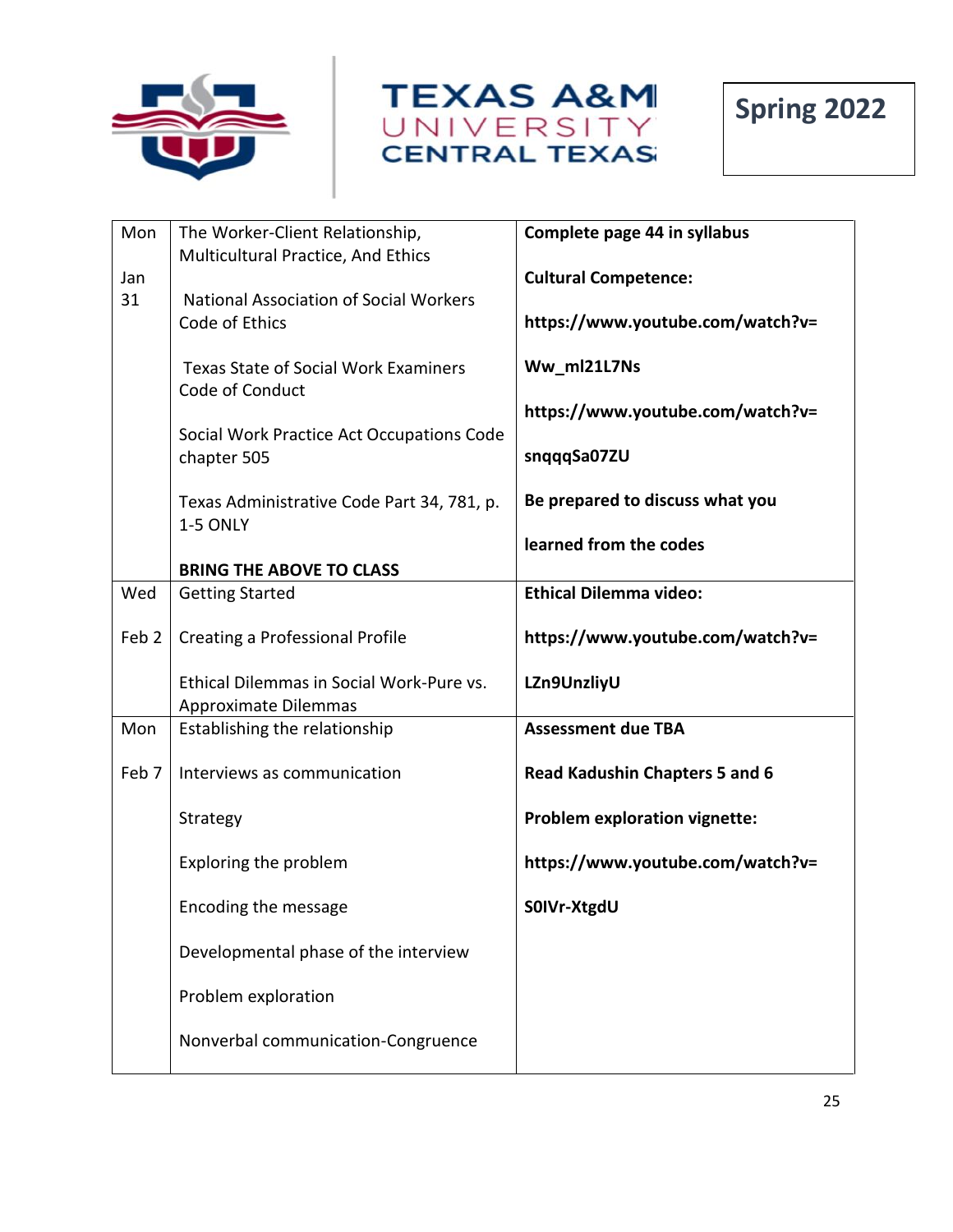| | | |
|---|---|---|
| Mon<br><br>Jan 31 | The Worker-Client Relationship, Multicultural Practice, And Ethics<br><br>National Association of Social Workers Code of Ethics<br><br>Texas State of Social Work Examiners Code of Conduct<br><br>Social Work Practice Act Occupations Code chapter 505<br><br>Texas Administrative Code Part 34, 781, p. 1-5 ONLY<br><br>**BRING THE ABOVE TO CLASS** | **Complete page 44 in syllabus**<br><br>**Cultural Competence:**<br><br>**https://www.youtube.com/watch?v=Ww_ml21L7Ns**<br><br>**https://www.youtube.com/watch?v=snqqqSa07ZU**<br><br>**Be prepared to discuss what you learned from the codes** |
| Wed<br><br>Feb 2 | Getting Started<br><br>Creating a Professional Profile<br><br>Ethical Dilemmas in Social Work-Pure vs. Approximate Dilemmas | **Ethical Dilemma video:**<br><br>**https://www.youtube.com/watch?v=LZn9UnzliyU** |
| Mon<br><br>Feb 7 | Establishing the relationship<br><br>Interviews as communication<br><br>Strategy<br><br>Exploring the problem<br><br>Encoding the message<br><br>Developmental phase of the interview<br><br>Problem exploration<br><br>Nonverbal communication-Congruence | **Assessment due TBA**<br><br>**Read Kadushin Chapters 5 and 6**<br><br>**Problem exploration vignette:**<br><br>**https://www.youtube.com/watch?v=S0IVr-XtgdU** |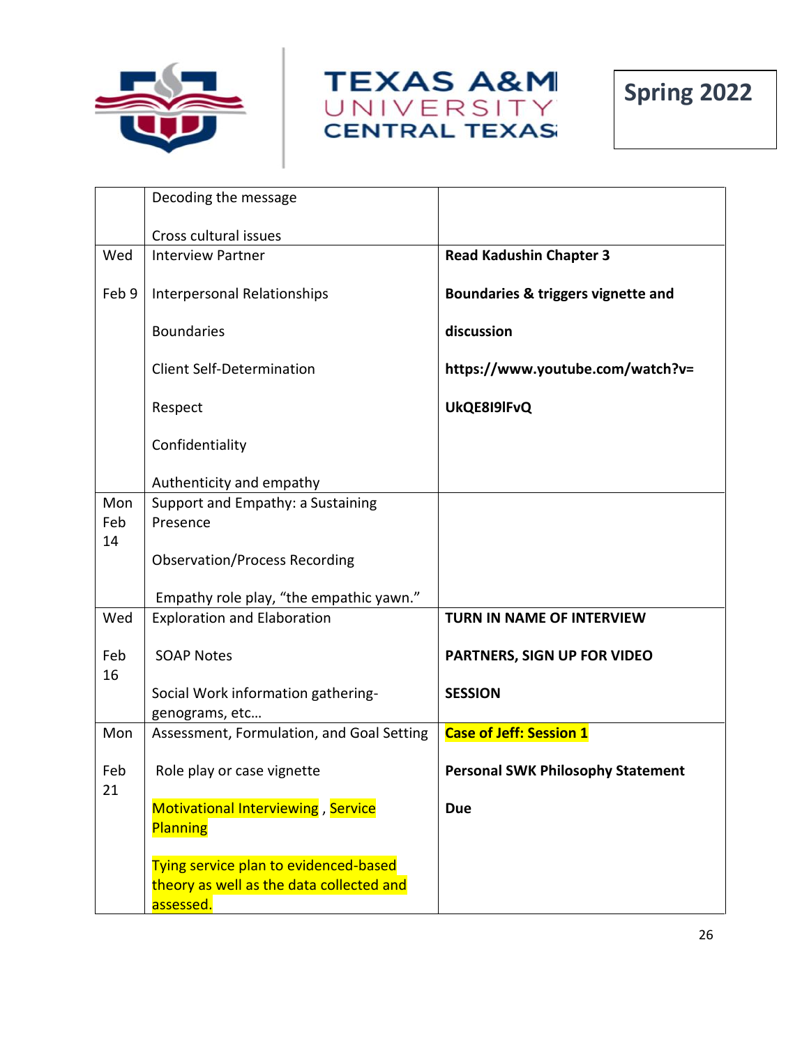| | | |
|---|---|---|
| | Decoding the message<br><br>Cross cultural issues | |
| Wed<br><br>Feb 9 | Interview Partner<br><br>Interpersonal Relationships<br><br>Boundaries<br><br>Client Self-Determination<br><br>Respect<br><br>Confidentiality<br><br>Authenticity and empathy | **Read Kadushin Chapter 3**<br><br>**Boundaries & triggers vignette and discussion**<br><br>**https://www.youtube.com/watch?v=UkQE8I9lFvQ** |
| Mon Feb 14 | Support and Empathy: a Sustaining Presence<br><br>Observation/Process Recording<br><br>Empathy role play, "the empathic yawn." | |
| Wed<br><br>Feb 16 | Exploration and Elaboration<br><br>SOAP Notes<br><br>Social Work information gathering-genograms, etc… | **TURN IN NAME OF INTERVIEW PARTNERS, SIGN UP FOR VIDEO SESSION** |
| Mon<br><br>Feb 21 | Assessment, Formulation, and Goal Setting<br><br>Role play or case vignette<br><br>Motivational Interviewing , Service Planning<br><br>Tying service plan to evidenced-based theory as well as the data collected and assessed. | **Case of Jeff: Session 1**<br><br>**Personal SWK Philosophy Statement Due** |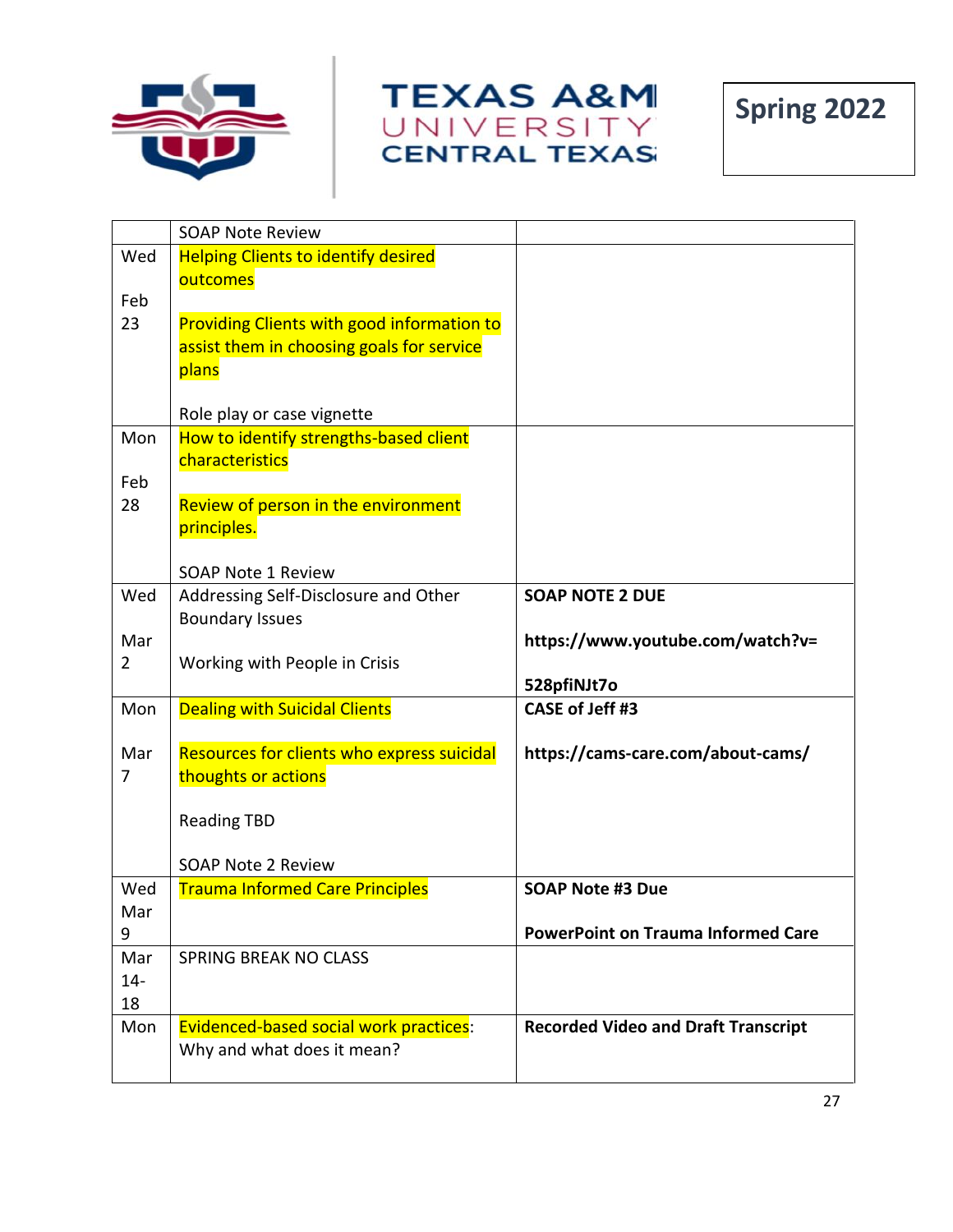| | | |
|---|---|---|
| | SOAP Note Review | |
| Wed<br><br>Feb 23 | Helping Clients to identify desired outcomes<br><br>Providing Clients with good information to assist them in choosing goals for service plans<br><br>Role play or case vignette | |
| Mon<br><br>Feb 28 | How to identify strengths-based client characteristics<br><br>Review of person in the environment principles.<br><br>SOAP Note 1 Review | |
| Wed<br><br>Mar 2 | Addressing Self-Disclosure and Other Boundary Issues<br><br>Working with People in Crisis | **SOAP NOTE 2 DUE**<br><br>**https://www.youtube.com/watch?v=528pfiNJt7o** |
| Mon<br><br>Mar 7 | Dealing with Suicidal Clients<br><br>Resources for clients who express suicidal thoughts or actions<br><br>Reading TBD<br><br>SOAP Note 2 Review | **CASE of Jeff #3**<br><br>**https://cams-care.com/about-cams/** |
| Wed Mar 9 | Trauma Informed Care Principles | **SOAP Note #3 Due**<br><br>**PowerPoint on Trauma Informed Care** |
| Mar 14-18 | SPRING BREAK NO CLASS | |
| Mon | Evidenced-based social work practices: Why and what does it mean? | **Recorded Video and Draft Transcript** |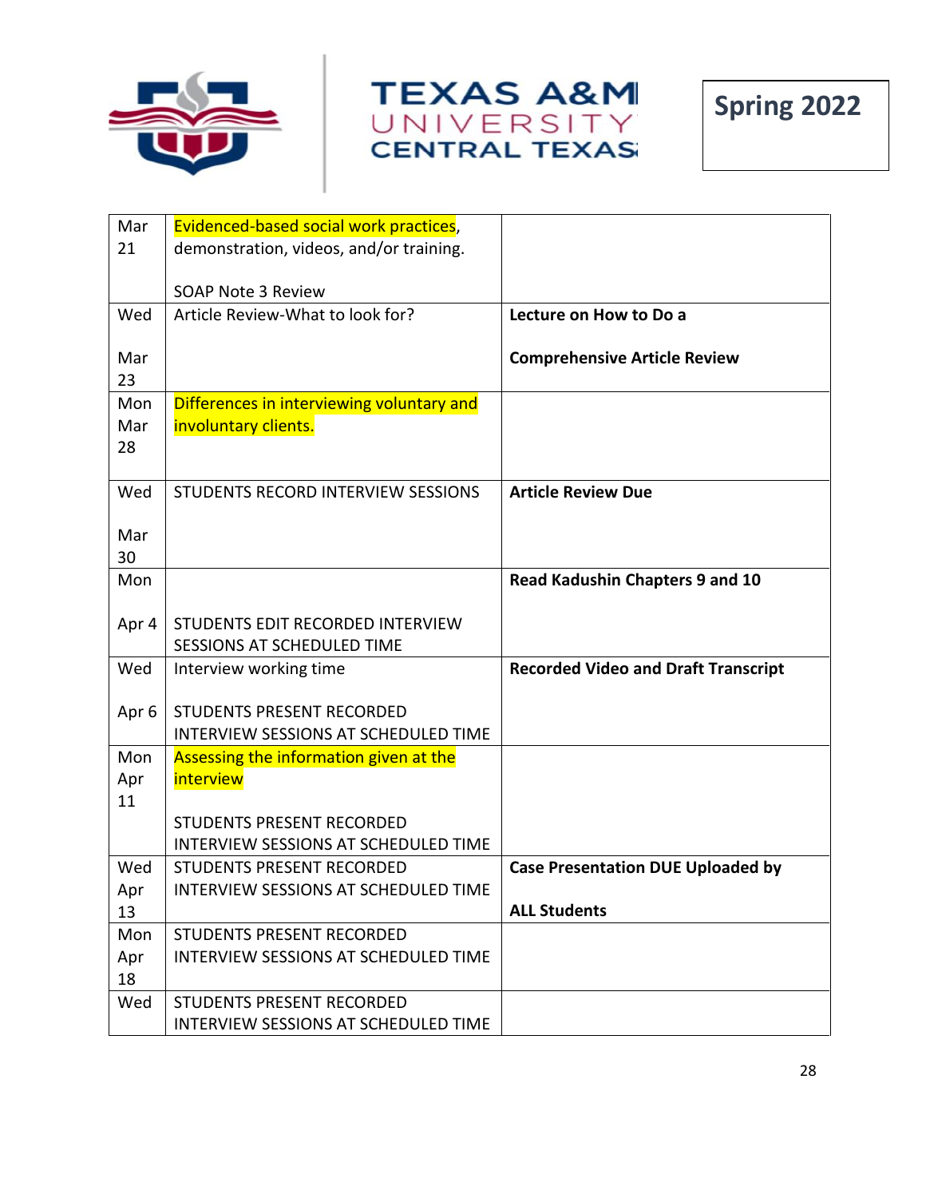| Mar 21 | Evidenced-based social work practices, demonstration, videos, and/or training.<br><br>SOAP Note 3 Review | |
|---|---|---|
| Wed<br><br>Mar 23 | Article Review-What to look for? | **Lecture on How to Do a**<br><br>**Comprehensive Article Review** |
| Mon Mar 28 | Differences in interviewing voluntary and involuntary clients. | |
| Wed<br><br>Mar 30 | STUDENTS RECORD INTERVIEW SESSIONS | **Article Review Due** |
| Mon<br><br>Apr 4 | STUDENTS EDIT RECORDED INTERVIEW SESSIONS AT SCHEDULED TIME | **Read Kadushin Chapters 9 and 10** |
| Wed<br><br>Apr 6 | Interview working time<br><br>STUDENTS PRESENT RECORDED INTERVIEW SESSIONS AT SCHEDULED TIME | **Recorded Video and Draft Transcript** |
| Mon Apr 11 | Assessing the information given at the interview<br><br>STUDENTS PRESENT RECORDED INTERVIEW SESSIONS AT SCHEDULED TIME | |
| Wed Apr 13 | STUDENTS PRESENT RECORDED INTERVIEW SESSIONS AT SCHEDULED TIME | **Case Presentation DUE Uploaded by**<br><br>**ALL Students** |
| Mon Apr 18 | STUDENTS PRESENT RECORDED INTERVIEW SESSIONS AT SCHEDULED TIME | |
| Wed | STUDENTS PRESENT RECORDED INTERVIEW SESSIONS AT SCHEDULED TIME | |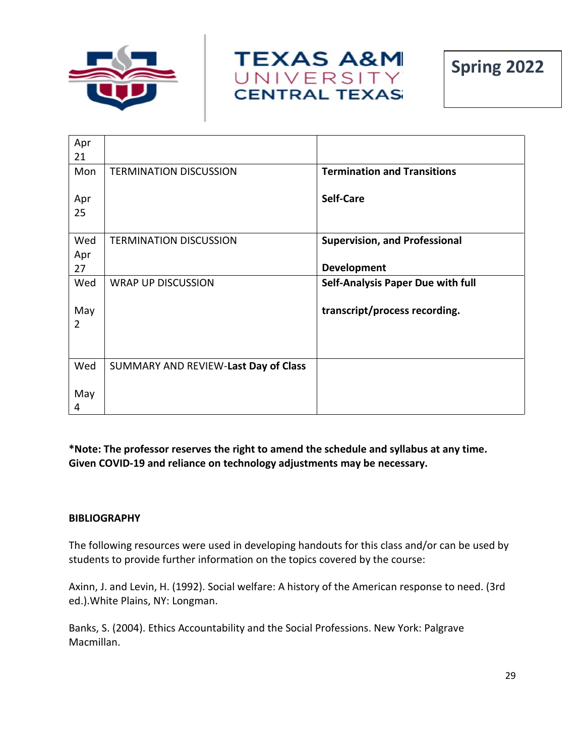| | | |
|---|---|---|
| Apr 21 | | |
| Mon Apr 25 | TERMINATION DISCUSSION | **Termination and Transitions** **Self-Care** |
| Wed Apr 27 | TERMINATION DISCUSSION | **Supervision, and Professional Development** |
| Wed May 2 | WRAP UP DISCUSSION | **Self-Analysis Paper Due with full transcript/process recording.** |
| Wed May 4 | SUMMARY AND REVIEW-**Last Day of Class** | |

**\*Note: The professor reserves the right to amend the schedule and syllabus at any time. Given COVID-19 and reliance on technology adjustments may be necessary.**

**BIBLIOGRAPHY**

The following resources were used in developing handouts for this class and/or can be used by students to provide further information on the topics covered by the course:

Axinn, J. and Levin, H. (1992). Social welfare: A history of the American response to need. (3rd ed.).White Plains, NY: Longman.

Banks, S. (2004). Ethics Accountability and the Social Professions. New York: Palgrave Macmillan.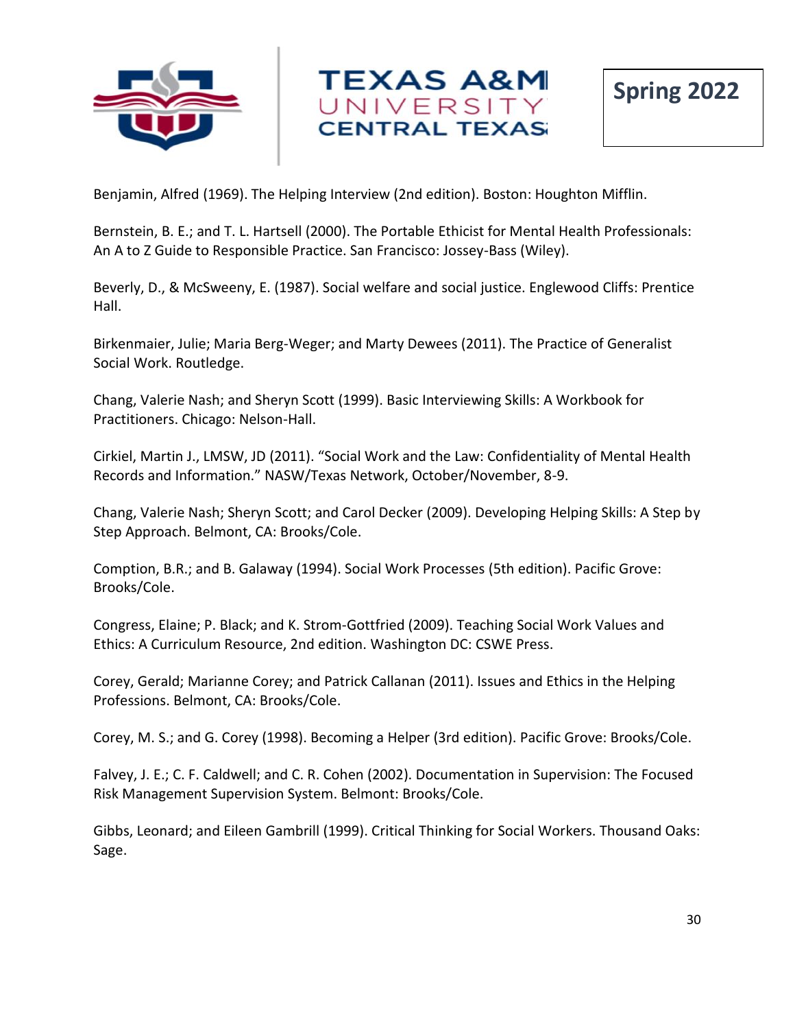Benjamin, Alfred (1969). The Helping Interview (2nd edition). Boston: Houghton Mifflin.

Bernstein, B. E.; and T. L. Hartsell (2000). The Portable Ethicist for Mental Health Professionals: An A to Z Guide to Responsible Practice. San Francisco: Jossey-Bass (Wiley).

Beverly, D., & McSweeny, E. (1987). Social welfare and social justice. Englewood Cliffs: Prentice Hall.

Birkenmaier, Julie; Maria Berg-Weger; and Marty Dewees (2011). The Practice of Generalist Social Work. Routledge.

Chang, Valerie Nash; and Sheryn Scott (1999). Basic Interviewing Skills: A Workbook for Practitioners. Chicago: Nelson-Hall.

Cirkiel, Martin J., LMSW, JD (2011). "Social Work and the Law: Confidentiality of Mental Health Records and Information." NASW/Texas Network, October/November, 8-9.

Chang, Valerie Nash; Sheryn Scott; and Carol Decker (2009). Developing Helping Skills: A Step by Step Approach. Belmont, CA: Brooks/Cole.

Comption, B.R.; and B. Galaway (1994). Social Work Processes (5th edition). Pacific Grove: Brooks/Cole.

Congress, Elaine; P. Black; and K. Strom-Gottfried (2009). Teaching Social Work Values and Ethics: A Curriculum Resource, 2nd edition. Washington DC: CSWE Press.

Corey, Gerald; Marianne Corey; and Patrick Callanan (2011). Issues and Ethics in the Helping Professions. Belmont, CA: Brooks/Cole.

Corey, M. S.; and G. Corey (1998). Becoming a Helper (3rd edition). Pacific Grove: Brooks/Cole.

Falvey, J. E.; C. F. Caldwell; and C. R. Cohen (2002). Documentation in Supervision: The Focused Risk Management Supervision System. Belmont: Brooks/Cole.

Gibbs, Leonard; and Eileen Gambrill (1999). Critical Thinking for Social Workers. Thousand Oaks: Sage.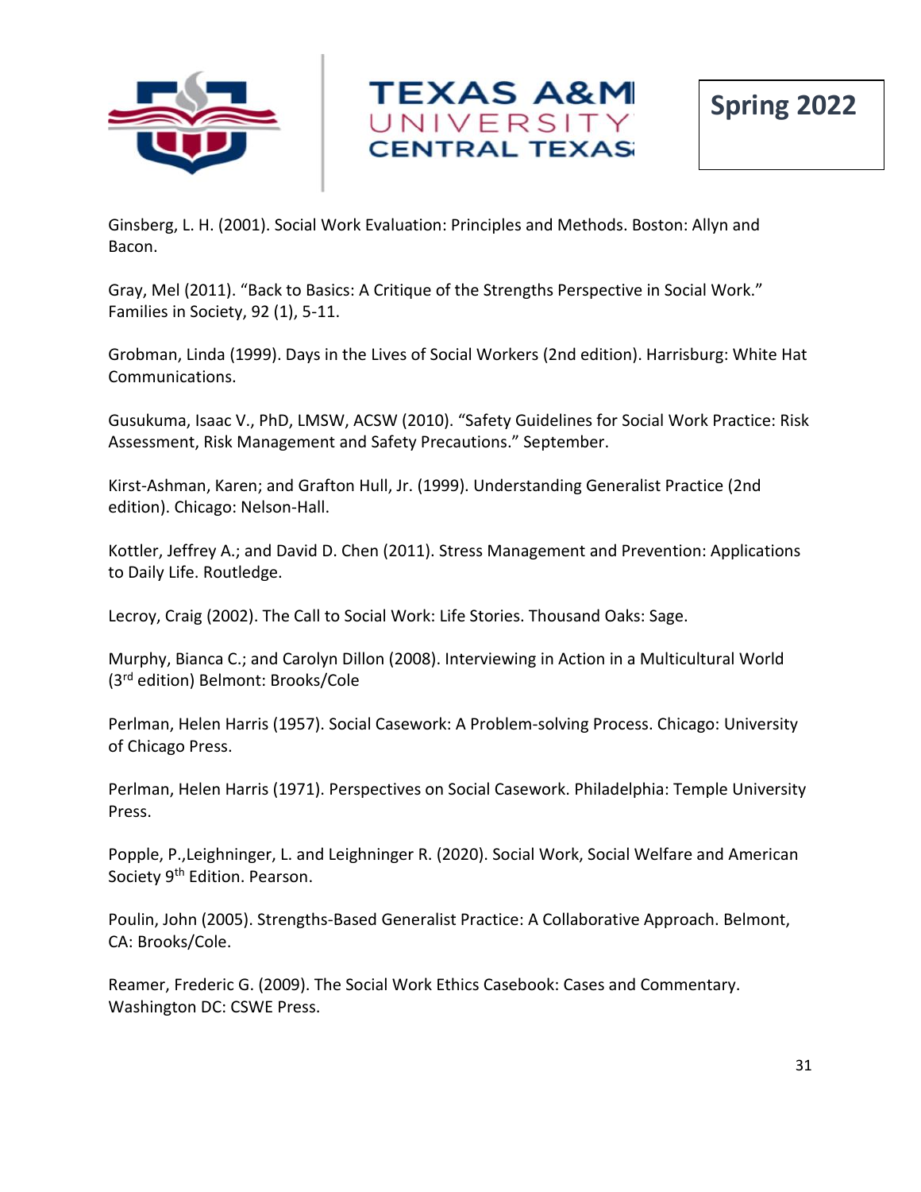Ginsberg, L. H. (2001). Social Work Evaluation: Principles and Methods. Boston: Allyn and Bacon.

Gray, Mel (2011). "Back to Basics: A Critique of the Strengths Perspective in Social Work." Families in Society, 92 (1), 5-11.

Grobman, Linda (1999). Days in the Lives of Social Workers (2nd edition). Harrisburg: White Hat Communications.

Gusukuma, Isaac V., PhD, LMSW, ACSW (2010). "Safety Guidelines for Social Work Practice: Risk Assessment, Risk Management and Safety Precautions." September.

Kirst-Ashman, Karen; and Grafton Hull, Jr. (1999). Understanding Generalist Practice (2nd edition). Chicago: Nelson-Hall.

Kottler, Jeffrey A.; and David D. Chen (2011). Stress Management and Prevention: Applications to Daily Life. Routledge.

Lecroy, Craig (2002). The Call to Social Work: Life Stories. Thousand Oaks: Sage.

Murphy, Bianca C.; and Carolyn Dillon (2008). Interviewing in Action in a Multicultural World (3rd edition) Belmont: Brooks/Cole

Perlman, Helen Harris (1957). Social Casework: A Problem-solving Process. Chicago: University of Chicago Press.

Perlman, Helen Harris (1971). Perspectives on Social Casework. Philadelphia: Temple University Press.

Popple, P.,Leighninger, L. and Leighninger R. (2020). Social Work, Social Welfare and American Society 9th Edition. Pearson.

Poulin, John (2005). Strengths-Based Generalist Practice: A Collaborative Approach. Belmont, CA: Brooks/Cole.

Reamer, Frederic G. (2009). The Social Work Ethics Casebook: Cases and Commentary. Washington DC: CSWE Press.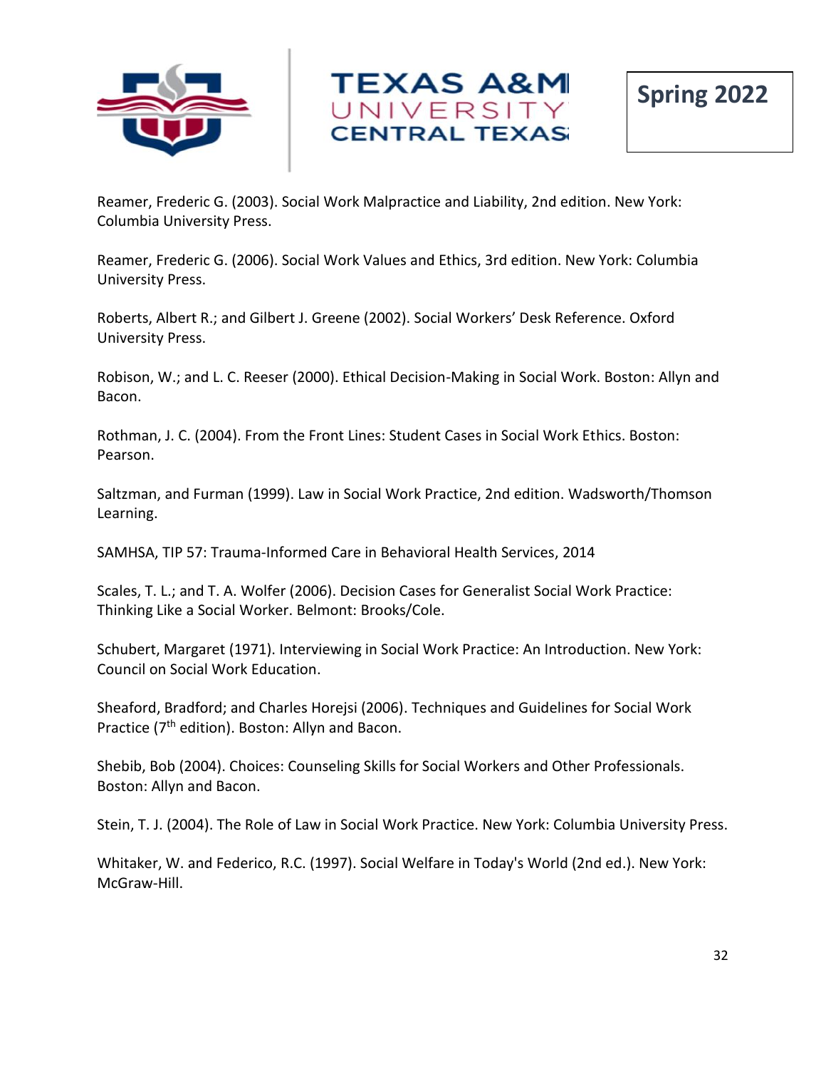Reamer, Frederic G. (2003). Social Work Malpractice and Liability, 2nd edition. New York: Columbia University Press.

Reamer, Frederic G. (2006). Social Work Values and Ethics, 3rd edition. New York: Columbia University Press.

Roberts, Albert R.; and Gilbert J. Greene (2002). Social Workers' Desk Reference. Oxford University Press.

Robison, W.; and L. C. Reeser (2000). Ethical Decision-Making in Social Work. Boston: Allyn and Bacon.

Rothman, J. C. (2004). From the Front Lines: Student Cases in Social Work Ethics. Boston: Pearson.

Saltzman, and Furman (1999). Law in Social Work Practice, 2nd edition. Wadsworth/Thomson Learning.

SAMHSA, TIP 57: Trauma-Informed Care in Behavioral Health Services, 2014

Scales, T. L.; and T. A. Wolfer (2006). Decision Cases for Generalist Social Work Practice: Thinking Like a Social Worker. Belmont: Brooks/Cole.

Schubert, Margaret (1971). Interviewing in Social Work Practice: An Introduction. New York: Council on Social Work Education.

Sheaford, Bradford; and Charles Horejsi (2006). Techniques and Guidelines for Social Work Practice (7th edition). Boston: Allyn and Bacon.

Shebib, Bob (2004). Choices: Counseling Skills for Social Workers and Other Professionals. Boston: Allyn and Bacon.

Stein, T. J. (2004). The Role of Law in Social Work Practice. New York: Columbia University Press.

Whitaker, W. and Federico, R.C. (1997). Social Welfare in Today's World (2nd ed.). New York: McGraw-Hill.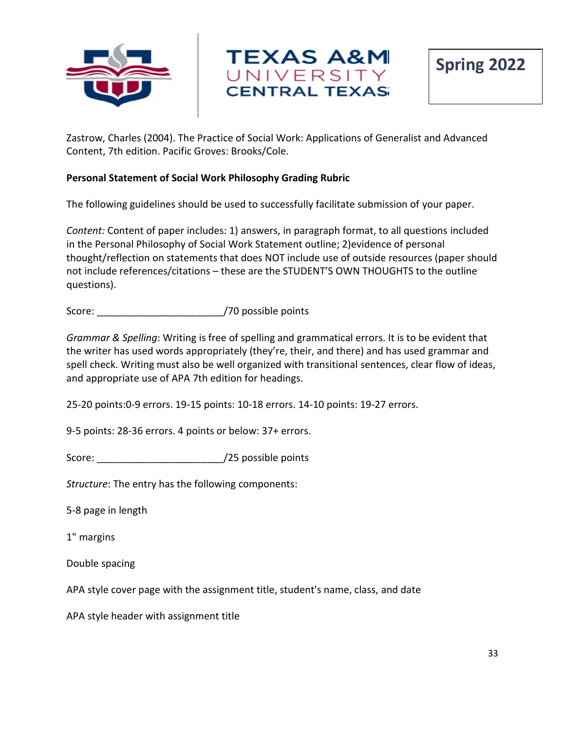Zastrow, Charles (2004). The Practice of Social Work: Applications of Generalist and Advanced Content, 7th edition. Pacific Groves: Brooks/Cole.

**Personal Statement of Social Work Philosophy Grading Rubric**

The following guidelines should be used to successfully facilitate submission of your paper.

*Content:* Content of paper includes: 1) answers, in paragraph format, to all questions included in the Personal Philosophy of Social Work Statement outline; 2)evidence of personal thought/reflection on statements that does NOT include use of outside resources (paper should not include references/citations – these are the STUDENT'S OWN THOUGHTS to the outline questions).

Score: ______________________/70 possible points

*Grammar & Spelling*: Writing is free of spelling and grammatical errors. It is to be evident that the writer has used words appropriately (they're, their, and there) and has used grammar and spell check. Writing must also be well organized with transitional sentences, clear flow of ideas, and appropriate use of APA 7th edition for headings.

25-20 points:0-9 errors. 19-15 points: 10-18 errors. 14-10 points: 19-27 errors.

9-5 points: 28-36 errors. 4 points or below: 37+ errors.

Score: ______________________/25 possible points

*Structure*: The entry has the following components:

5-8 page in length

1" margins

Double spacing

APA style cover page with the assignment title, student's name, class, and date

APA style header with assignment title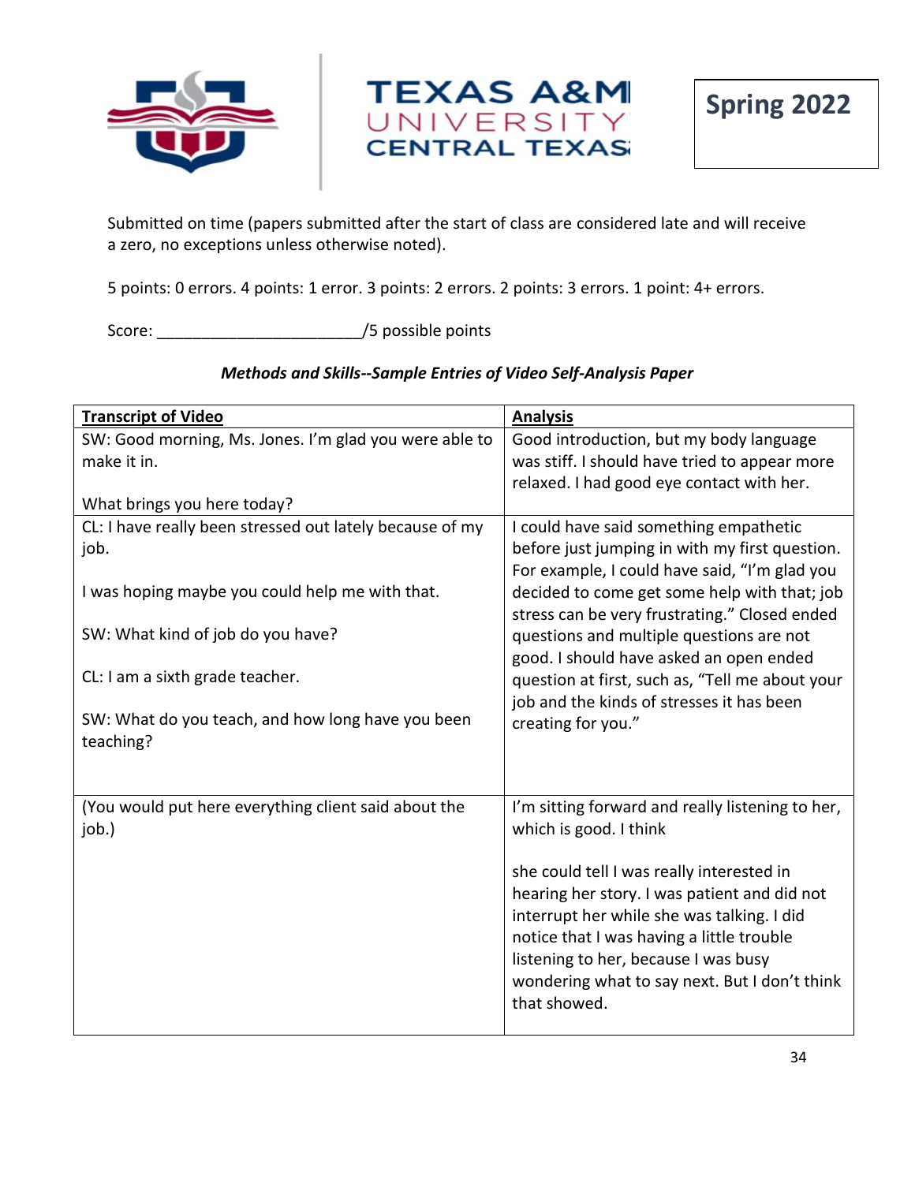Submitted on time (papers submitted after the start of class are considered late and will receive a zero, no exceptions unless otherwise noted).

5 points: 0 errors. 4 points: 1 error. 3 points: 2 errors. 2 points: 3 errors. 1 point: 4+ errors.

Score: _______________________/5 possible points

***Methods and Skills--Sample Entries of Video Self-Analysis Paper***

| <u>**Transcript of Video**</u> | <u>**Analysis**</u> |
|---|---|
| SW: Good morning, Ms. Jones. I'm glad you were able to make it in.<br><br>What brings you here today? | Good introduction, but my body language was stiff. I should have tried to appear more relaxed. I had good eye contact with her. |
| CL: I have really been stressed out lately because of my job.<br><br>I was hoping maybe you could help me with that.<br><br>SW: What kind of job do you have?<br><br>CL: I am a sixth grade teacher.<br><br>SW: What do you teach, and how long have you been teaching? | I could have said something empathetic before just jumping in with my first question. For example, I could have said, "I'm glad you decided to come get some help with that; job stress can be very frustrating." Closed ended questions and multiple questions are not good. I should have asked an open ended question at first, such as, "Tell me about your job and the kinds of stresses it has been creating for you." |
| (You would put here everything client said about the job.) | I'm sitting forward and really listening to her, which is good. I think<br><br>she could tell I was really interested in hearing her story. I was patient and did not interrupt her while she was talking. I did notice that I was having a little trouble listening to her, because I was busy wondering what to say next. But I don't think that showed. |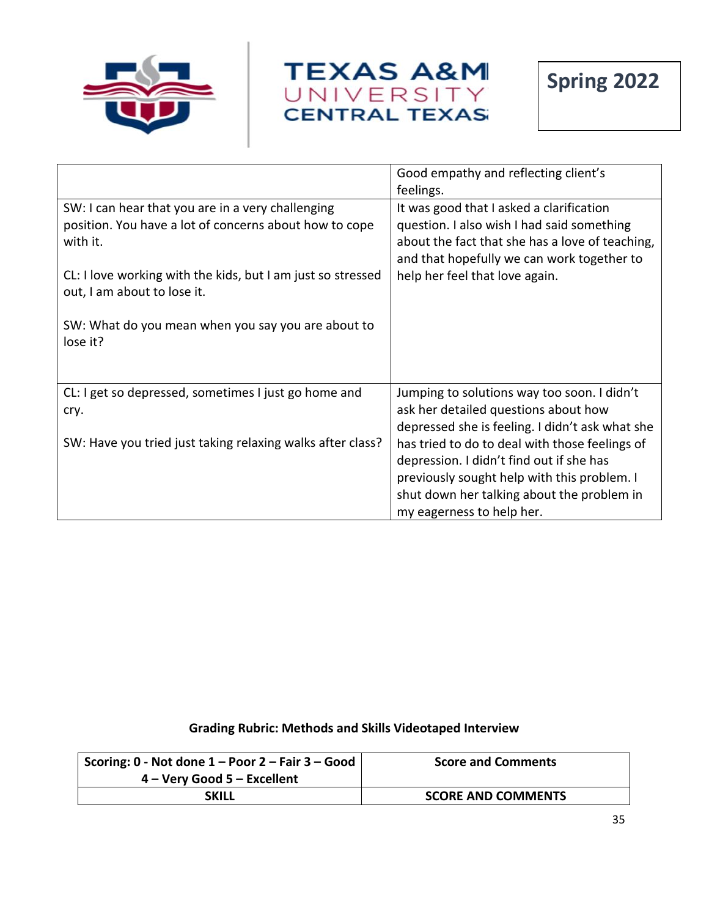|  | Good empathy and reflecting client's feelings. |
|---|---|
| SW: I can hear that you are in a very challenging position. You have a lot of concerns about how to cope with it.<br><br>CL: I love working with the kids, but I am just so stressed out, I am about to lose it.<br><br>SW: What do you mean when you say you are about to lose it? | It was good that I asked a clarification question. I also wish I had said something about the fact that she has a love of teaching, and that hopefully we can work together to help her feel that love again. |
| CL: I get so depressed, sometimes I just go home and cry.<br><br>SW: Have you tried just taking relaxing walks after class? | Jumping to solutions way too soon. I didn't ask her detailed questions about how depressed she is feeling. I didn't ask what she has tried to do to deal with those feelings of depression. I didn't find out if she has previously sought help with this problem. I shut down her talking about the problem in my eagerness to help her. |

**Grading Rubric: Methods and Skills Videotaped Interview**

| Scoring: 0 - Not done 1 – Poor 2 – Fair 3 – Good 4 – Very Good 5 – Excellent | Score and Comments |
|---|---|
| **SKILL** | **SCORE AND COMMENTS** |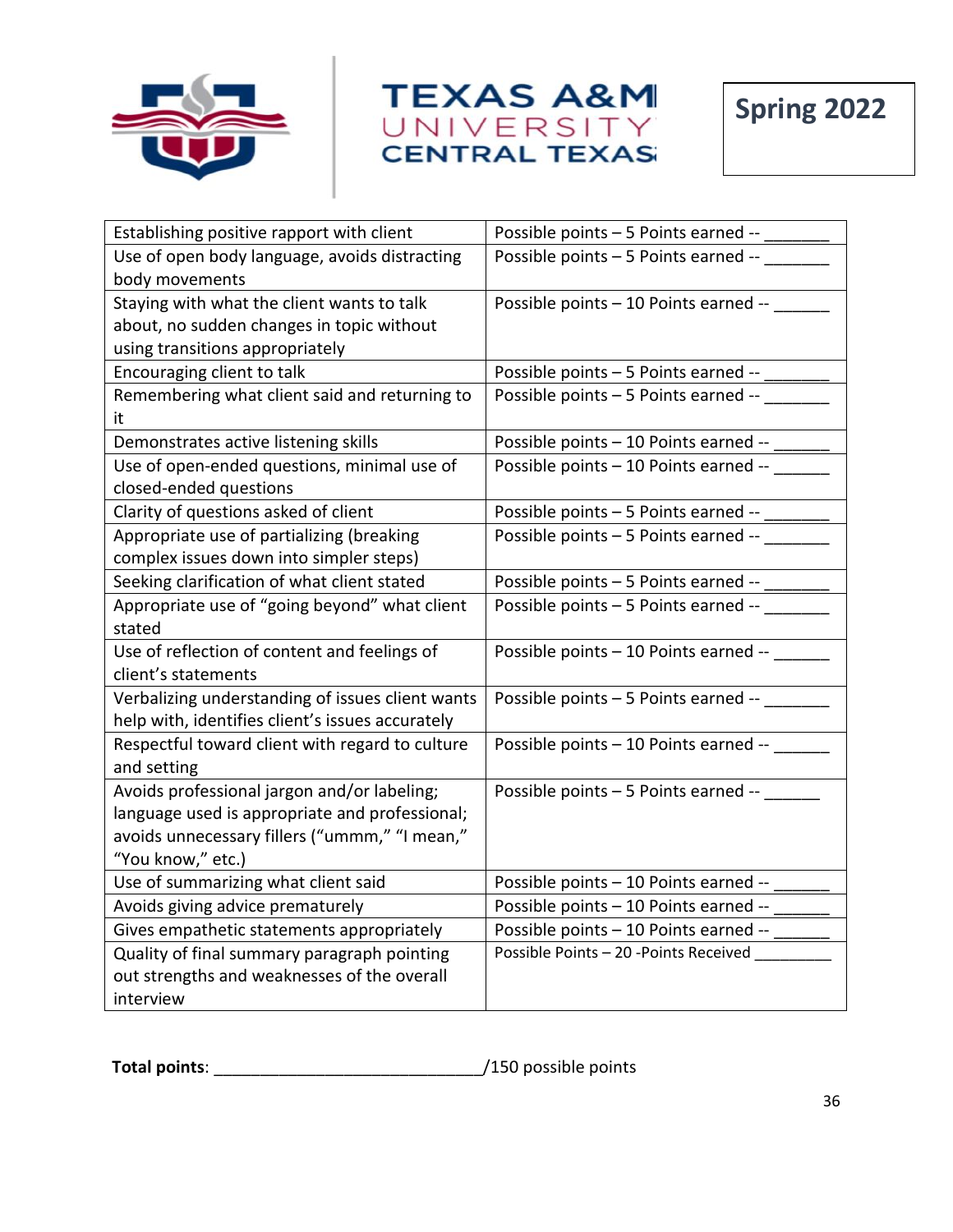Spring 2022

| | |
|---|---|
| Establishing positive rapport with client | Possible points – 5 Points earned -- _______ |
| Use of open body language, avoids distracting body movements | Possible points – 5 Points earned -- _______ |
| Staying with what the client wants to talk about, no sudden changes in topic without using transitions appropriately | Possible points – 10 Points earned -- ______ |
| Encouraging client to talk | Possible points – 5 Points earned -- _______ |
| Remembering what client said and returning to it | Possible points – 5 Points earned -- _______ |
| Demonstrates active listening skills | Possible points – 10 Points earned -- ______ |
| Use of open-ended questions, minimal use of closed-ended questions | Possible points – 10 Points earned -- ______ |
| Clarity of questions asked of client | Possible points – 5 Points earned -- _______ |
| Appropriate use of partializing (breaking complex issues down into simpler steps) | Possible points – 5 Points earned -- _______ |
| Seeking clarification of what client stated | Possible points – 5 Points earned -- _______ |
| Appropriate use of "going beyond" what client stated | Possible points – 5 Points earned -- _______ |
| Use of reflection of content and feelings of client's statements | Possible points – 10 Points earned -- ______ |
| Verbalizing understanding of issues client wants help with, identifies client's issues accurately | Possible points – 5 Points earned -- _______ |
| Respectful toward client with regard to culture and setting | Possible points – 10 Points earned -- ______ |
| Avoids professional jargon and/or labeling; language used is appropriate and professional; avoids unnecessary fillers ("ummm," "I mean," "You know," etc.) | Possible points – 5 Points earned -- ______ |
| Use of summarizing what client said | Possible points – 10 Points earned -- ______ |
| Avoids giving advice prematurely | Possible points – 10 Points earned -- ______ |
| Gives empathetic statements appropriately | Possible points – 10 Points earned -- ______ |
| Quality of final summary paragraph pointing out strengths and weaknesses of the overall interview | Possible Points – 20 -Points Received _________ |

**Total points**: _____________________________/150 possible points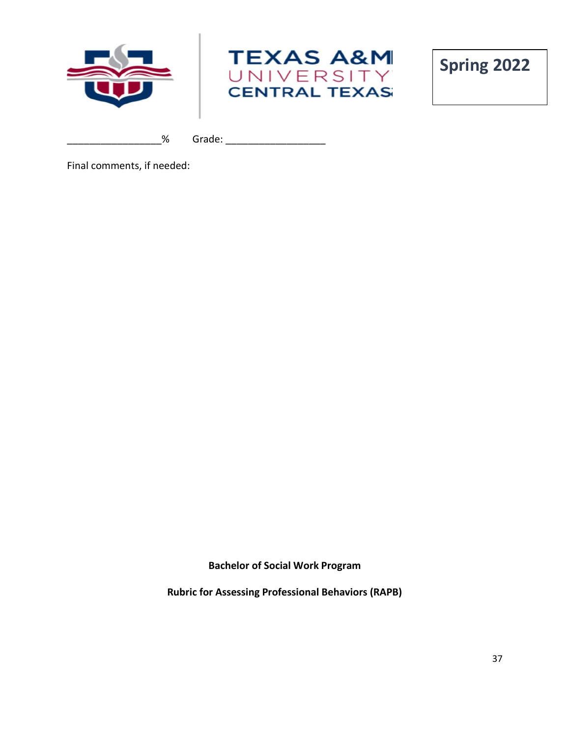Spring 2022

_________________% Grade: __________________

Final comments, if needed:

**Bachelor of Social Work Program**

**Rubric for Assessing Professional Behaviors (RAPB)**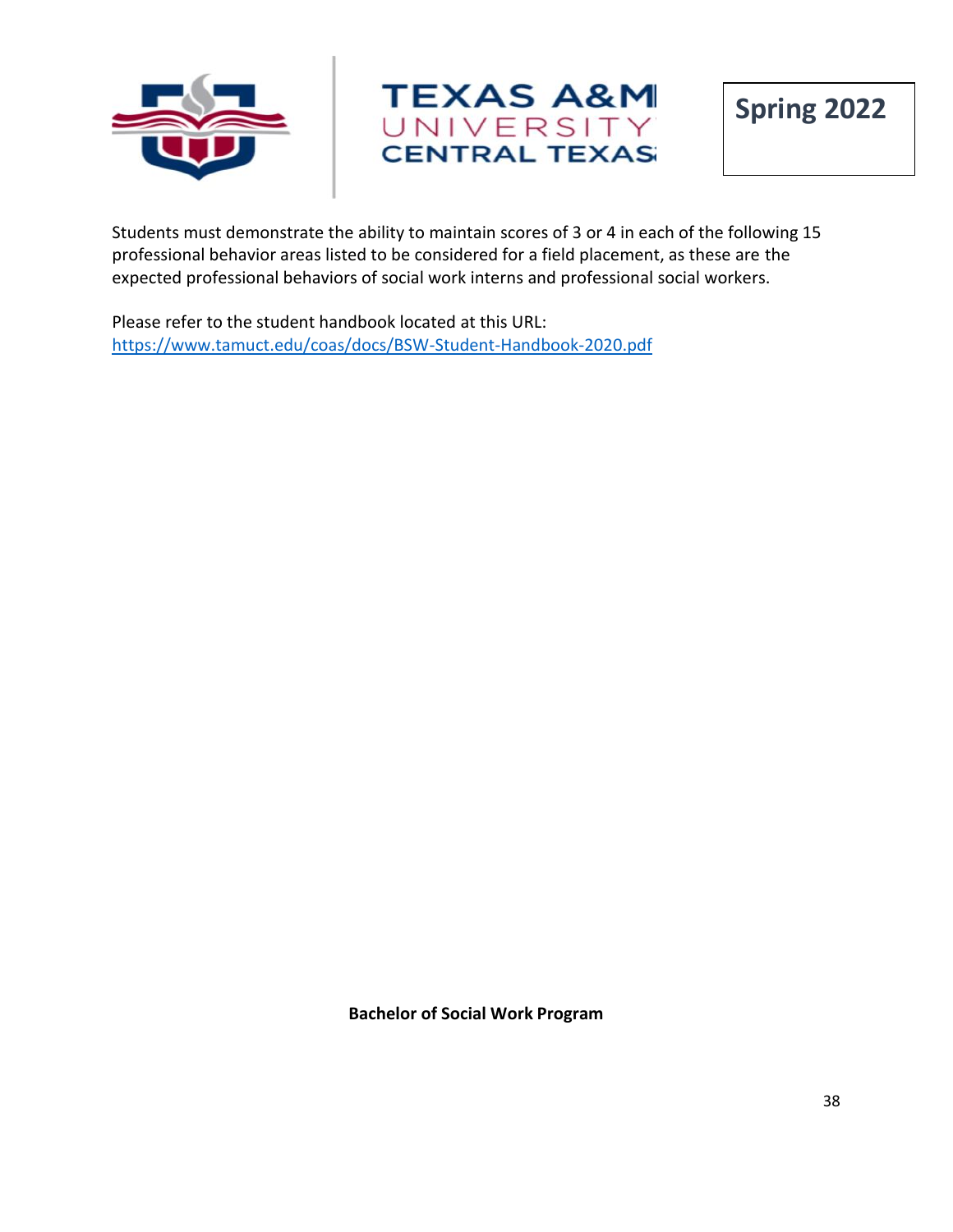Spring 2022

Students must demonstrate the ability to maintain scores of 3 or 4 in each of the following 15 professional behavior areas listed to be considered for a field placement, as these are the expected professional behaviors of social work interns and professional social workers.

Please refer to the student handbook located at this URL:
https://www.tamuct.edu/coas/docs/BSW-Student-Handbook-2020.pdf

**Bachelor of Social Work Program**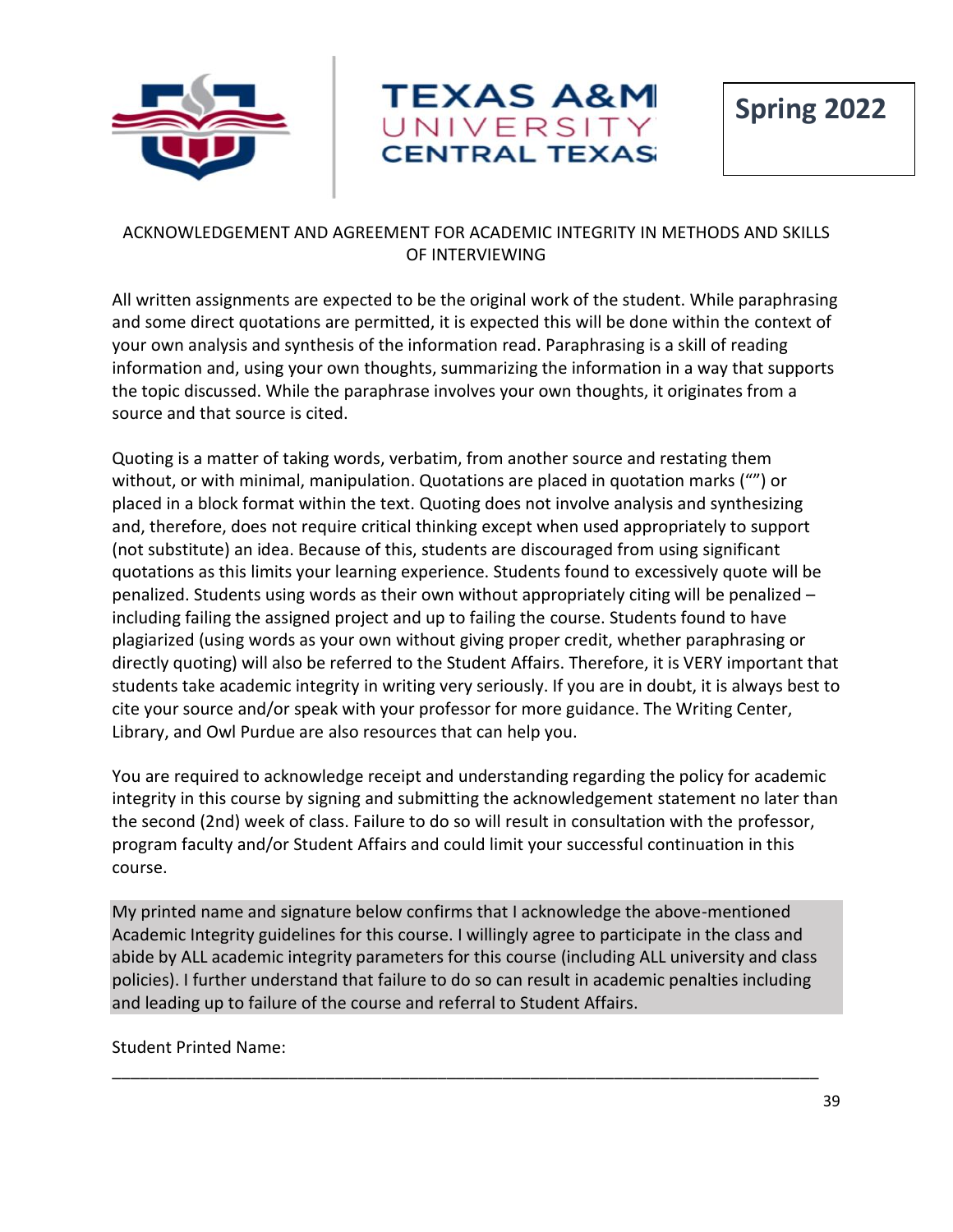TEXAS A&M UNIVERSITY CENTRAL TEXAS

**Spring 2022**

## ACKNOWLEDGEMENT AND AGREEMENT FOR ACADEMIC INTEGRITY IN METHODS AND SKILLS OF INTERVIEWING

All written assignments are expected to be the original work of the student. While paraphrasing and some direct quotations are permitted, it is expected this will be done within the context of your own analysis and synthesis of the information read. Paraphrasing is a skill of reading information and, using your own thoughts, summarizing the information in a way that supports the topic discussed. While the paraphrase involves your own thoughts, it originates from a source and that source is cited.

Quoting is a matter of taking words, verbatim, from another source and restating them without, or with minimal, manipulation. Quotations are placed in quotation marks ("") or placed in a block format within the text. Quoting does not involve analysis and synthesizing and, therefore, does not require critical thinking except when used appropriately to support (not substitute) an idea. Because of this, students are discouraged from using significant quotations as this limits your learning experience. Students found to excessively quote will be penalized. Students using words as their own without appropriately citing will be penalized – including failing the assigned project and up to failing the course. Students found to have plagiarized (using words as your own without giving proper credit, whether paraphrasing or directly quoting) will also be referred to the Student Affairs. Therefore, it is VERY important that students take academic integrity in writing very seriously. If you are in doubt, it is always best to cite your source and/or speak with your professor for more guidance. The Writing Center, Library, and Owl Purdue are also resources that can help you.

You are required to acknowledge receipt and understanding regarding the policy for academic integrity in this course by signing and submitting the acknowledgement statement no later than the second (2nd) week of class. Failure to do so will result in consultation with the professor, program faculty and/or Student Affairs and could limit your successful continuation in this course.

My printed name and signature below confirms that I acknowledge the above-mentioned Academic Integrity guidelines for this course. I willingly agree to participate in the class and abide by ALL academic integrity parameters for this course (including ALL university and class policies). I further understand that failure to do so can result in academic penalties including and leading up to failure of the course and referral to Student Affairs.

Student Printed Name:

\_\_\_\_\_\_\_\_\_\_\_\_\_\_\_\_\_\_\_\_\_\_\_\_\_\_\_\_\_\_\_\_\_\_\_\_\_\_\_\_\_\_\_\_\_\_\_\_\_\_\_\_\_\_\_\_\_\_\_\_\_\_\_\_\_\_\_\_\_\_\_\_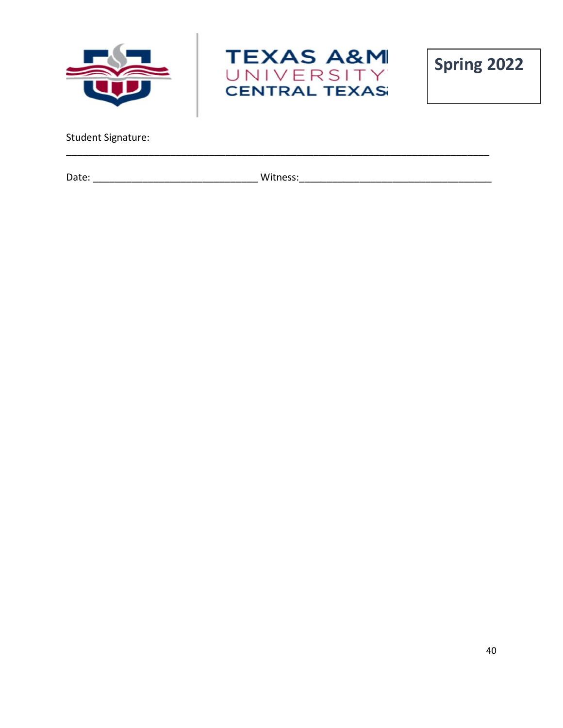TEXAS A&M UNIVERSITY CENTRAL TEXAS

**Spring 2022**

Student Signature: ____________________________________________________________________________

Date: ______________________________ Witness:__________________________________